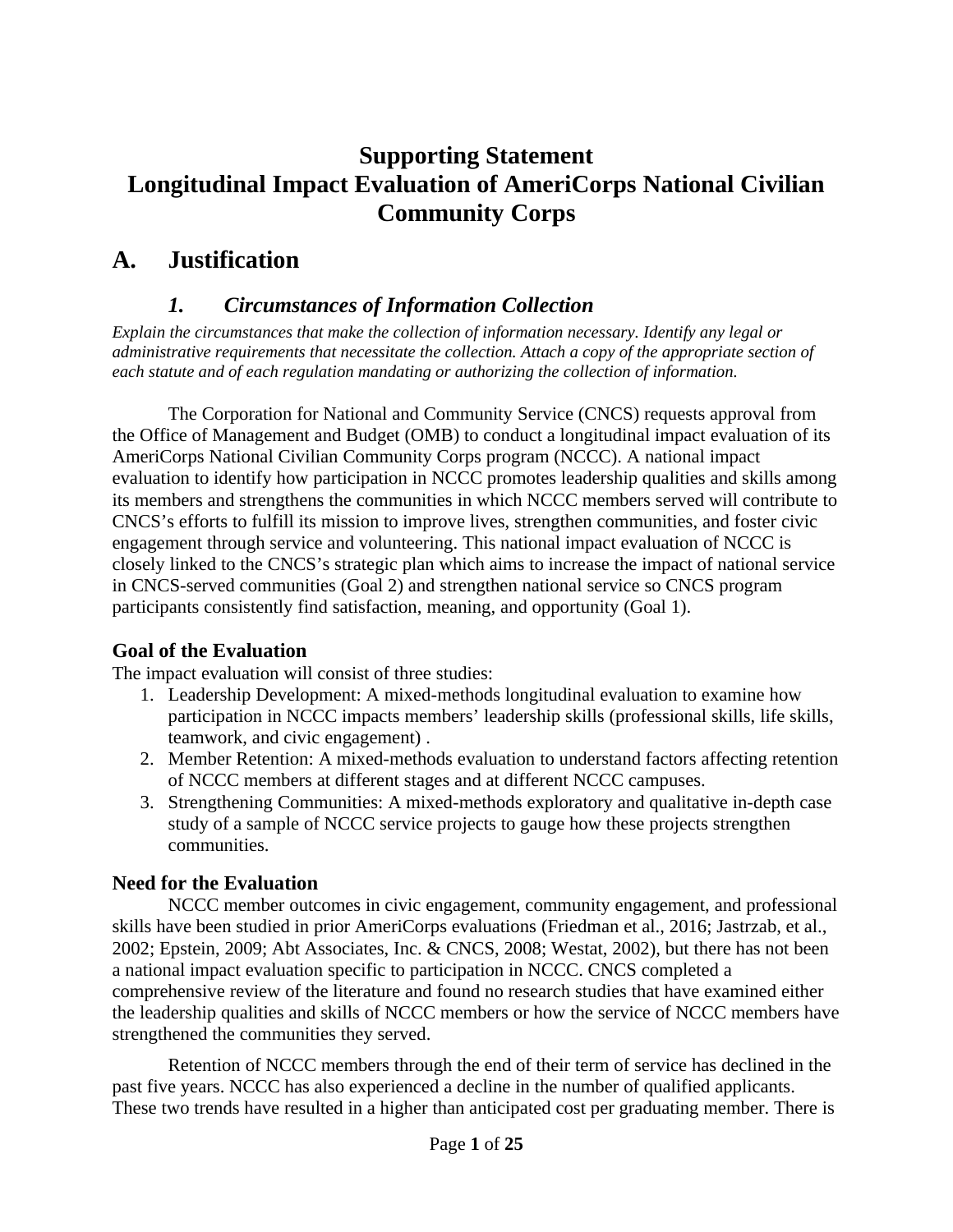# Supporting Statement
# Longitudinal Impact Evaluation of AmeriCorps National Civilian Community Corps

## A. Justification

### *1. Circumstances of Information Collection*

*Explain the circumstances that make the collection of information necessary. Identify any legal or administrative requirements that necessitate the collection. Attach a copy of the appropriate section of each statute and of each regulation mandating or authorizing the collection of information.*

The Corporation for National and Community Service (CNCS) requests approval from the Office of Management and Budget (OMB) to conduct a longitudinal impact evaluation of its AmeriCorps National Civilian Community Corps program (NCCC). A national impact evaluation to identify how participation in NCCC promotes leadership qualities and skills among its members and strengthens the communities in which NCCC members served will contribute to CNCS's efforts to fulfill its mission to improve lives, strengthen communities, and foster civic engagement through service and volunteering. This national impact evaluation of NCCC is closely linked to the CNCS's strategic plan which aims to increase the impact of national service in CNCS-served communities (Goal 2) and strengthen national service so CNCS program participants consistently find satisfaction, meaning, and opportunity (Goal 1).

**Goal of the Evaluation**

The impact evaluation will consist of three studies:

1. Leadership Development: A mixed-methods longitudinal evaluation to examine how participation in NCCC impacts members' leadership skills (professional skills, life skills, teamwork, and civic engagement) .
2. Member Retention: A mixed-methods evaluation to understand factors affecting retention of NCCC members at different stages and at different NCCC campuses.
3. Strengthening Communities: A mixed-methods exploratory and qualitative in-depth case study of a sample of NCCC service projects to gauge how these projects strengthen communities.

**Need for the Evaluation**

NCCC member outcomes in civic engagement, community engagement, and professional skills have been studied in prior AmeriCorps evaluations (Friedman et al., 2016; Jastrzab, et al., 2002; Epstein, 2009; Abt Associates, Inc. & CNCS, 2008; Westat, 2002), but there has not been a national impact evaluation specific to participation in NCCC. CNCS completed a comprehensive review of the literature and found no research studies that have examined either the leadership qualities and skills of NCCC members or how the service of NCCC members have strengthened the communities they served.

Retention of NCCC members through the end of their term of service has declined in the past five years. NCCC has also experienced a decline in the number of qualified applicants. These two trends have resulted in a higher than anticipated cost per graduating member. There is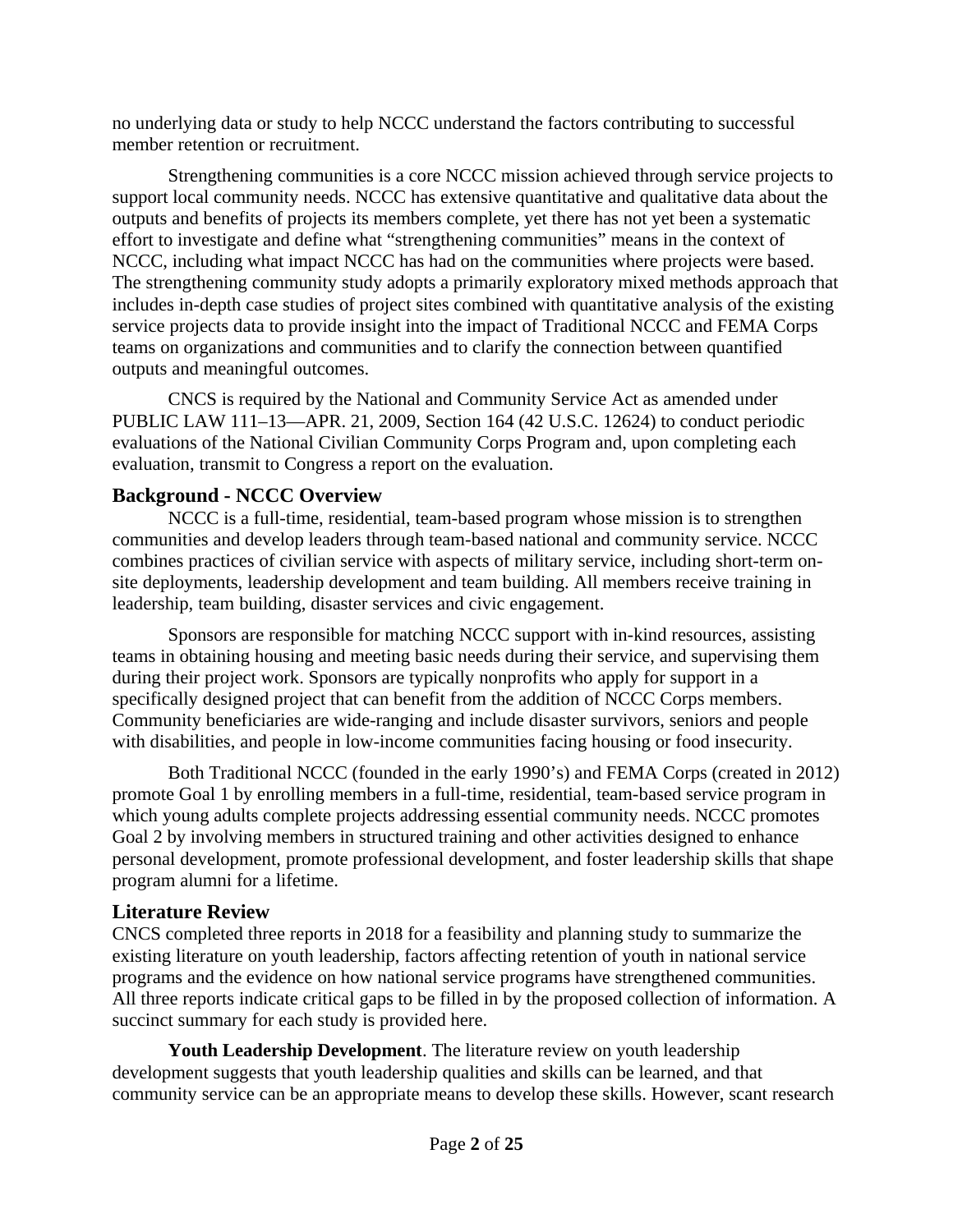no underlying data or study to help NCCC understand the factors contributing to successful member retention or recruitment.

Strengthening communities is a core NCCC mission achieved through service projects to support local community needs. NCCC has extensive quantitative and qualitative data about the outputs and benefits of projects its members complete, yet there has not yet been a systematic effort to investigate and define what "strengthening communities" means in the context of NCCC, including what impact NCCC has had on the communities where projects were based. The strengthening community study adopts a primarily exploratory mixed methods approach that includes in-depth case studies of project sites combined with quantitative analysis of the existing service projects data to provide insight into the impact of Traditional NCCC and FEMA Corps teams on organizations and communities and to clarify the connection between quantified outputs and meaningful outcomes.

CNCS is required by the National and Community Service Act as amended under PUBLIC LAW 111–13—APR. 21, 2009, Section 164 (42 U.S.C. 12624) to conduct periodic evaluations of the National Civilian Community Corps Program and, upon completing each evaluation, transmit to Congress a report on the evaluation.

## Background - NCCC Overview

NCCC is a full-time, residential, team-based program whose mission is to strengthen communities and develop leaders through team-based national and community service. NCCC combines practices of civilian service with aspects of military service, including short-term on-site deployments, leadership development and team building. All members receive training in leadership, team building, disaster services and civic engagement.

Sponsors are responsible for matching NCCC support with in-kind resources, assisting teams in obtaining housing and meeting basic needs during their service, and supervising them during their project work. Sponsors are typically nonprofits who apply for support in a specifically designed project that can benefit from the addition of NCCC Corps members. Community beneficiaries are wide-ranging and include disaster survivors, seniors and people with disabilities, and people in low-income communities facing housing or food insecurity.

Both Traditional NCCC (founded in the early 1990's) and FEMA Corps (created in 2012) promote Goal 1 by enrolling members in a full-time, residential, team-based service program in which young adults complete projects addressing essential community needs. NCCC promotes Goal 2 by involving members in structured training and other activities designed to enhance personal development, promote professional development, and foster leadership skills that shape program alumni for a lifetime.

## Literature Review

CNCS completed three reports in 2018 for a feasibility and planning study to summarize the existing literature on youth leadership, factors affecting retention of youth in national service programs and the evidence on how national service programs have strengthened communities. All three reports indicate critical gaps to be filled in by the proposed collection of information. A succinct summary for each study is provided here.

**Youth Leadership Development**. The literature review on youth leadership development suggests that youth leadership qualities and skills can be learned, and that community service can be an appropriate means to develop these skills. However, scant research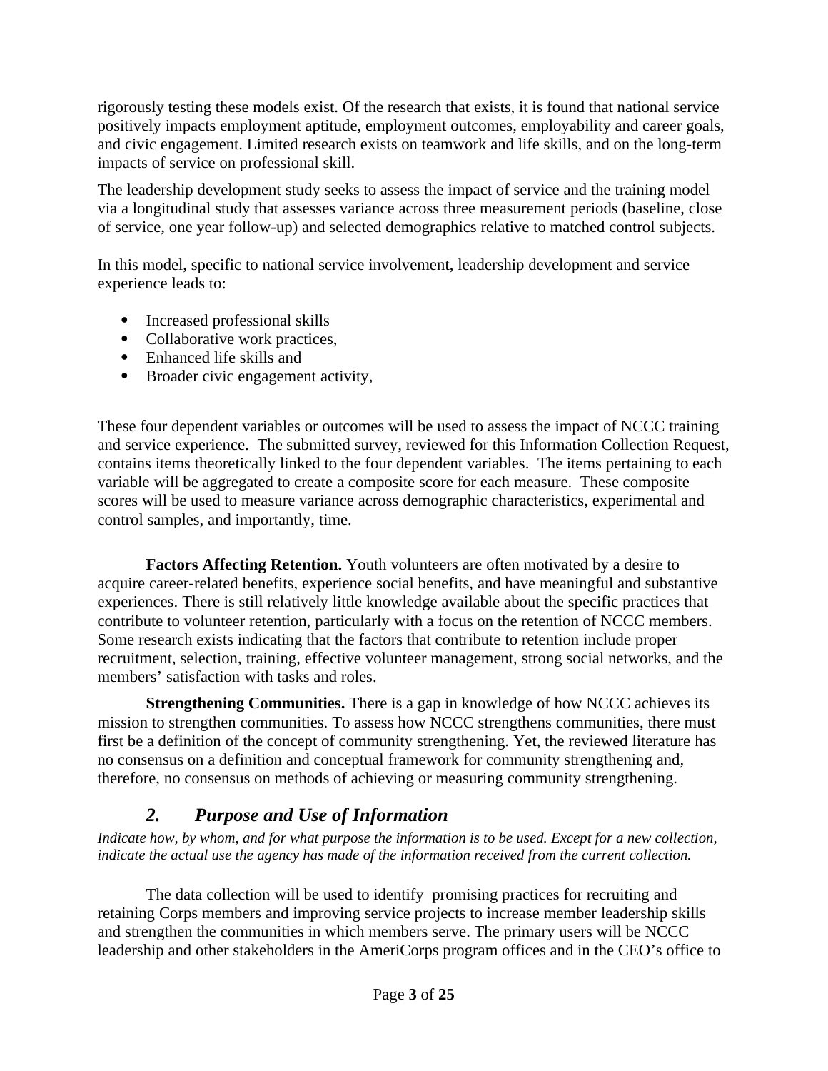rigorously testing these models exist. Of the research that exists, it is found that national service positively impacts employment aptitude, employment outcomes, employability and career goals, and civic engagement. Limited research exists on teamwork and life skills, and on the long-term impacts of service on professional skill.

The leadership development study seeks to assess the impact of service and the training model via a longitudinal study that assesses variance across three measurement periods (baseline, close of service, one year follow-up) and selected demographics relative to matched control subjects.

In this model, specific to national service involvement, leadership development and service experience leads to:

- Increased professional skills
- Collaborative work practices,
- Enhanced life skills and
- Broader civic engagement activity,

These four dependent variables or outcomes will be used to assess the impact of NCCC training and service experience. The submitted survey, reviewed for this Information Collection Request, contains items theoretically linked to the four dependent variables. The items pertaining to each variable will be aggregated to create a composite score for each measure. These composite scores will be used to measure variance across demographic characteristics, experimental and control samples, and importantly, time.

**Factors Affecting Retention.** Youth volunteers are often motivated by a desire to acquire career-related benefits, experience social benefits, and have meaningful and substantive experiences. There is still relatively little knowledge available about the specific practices that contribute to volunteer retention, particularly with a focus on the retention of NCCC members. Some research exists indicating that the factors that contribute to retention include proper recruitment, selection, training, effective volunteer management, strong social networks, and the members' satisfaction with tasks and roles.

**Strengthening Communities.** There is a gap in knowledge of how NCCC achieves its mission to strengthen communities. To assess how NCCC strengthens communities, there must first be a definition of the concept of community strengthening. Yet, the reviewed literature has no consensus on a definition and conceptual framework for community strengthening and, therefore, no consensus on methods of achieving or measuring community strengthening.

## *2. Purpose and Use of Information*

*Indicate how, by whom, and for what purpose the information is to be used. Except for a new collection, indicate the actual use the agency has made of the information received from the current collection.*

The data collection will be used to identify promising practices for recruiting and retaining Corps members and improving service projects to increase member leadership skills and strengthen the communities in which members serve. The primary users will be NCCC leadership and other stakeholders in the AmeriCorps program offices and in the CEO's office to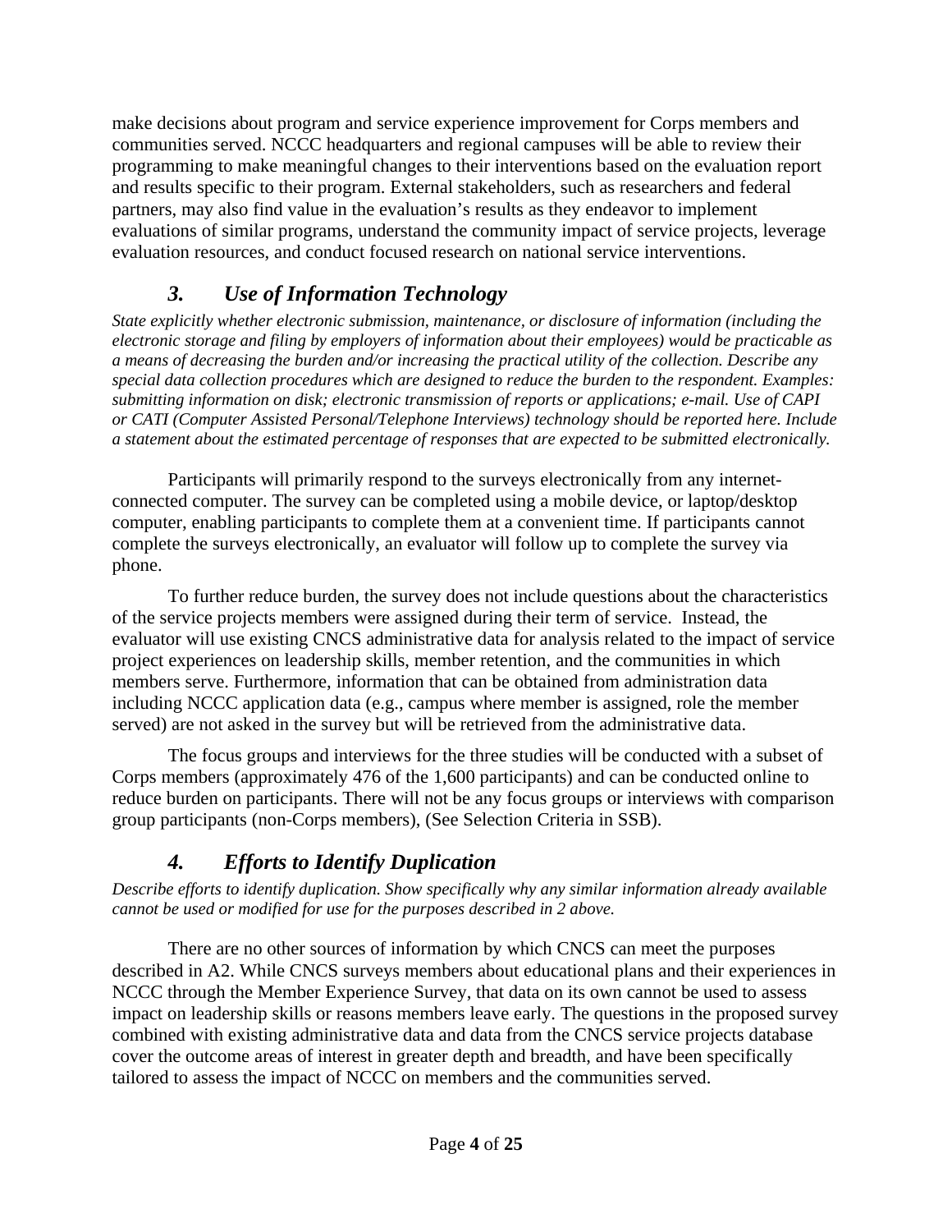make decisions about program and service experience improvement for Corps members and communities served. NCCC headquarters and regional campuses will be able to review their programming to make meaningful changes to their interventions based on the evaluation report and results specific to their program. External stakeholders, such as researchers and federal partners, may also find value in the evaluation's results as they endeavor to implement evaluations of similar programs, understand the community impact of service projects, leverage evaluation resources, and conduct focused research on national service interventions.

### *3. Use of Information Technology*

*State explicitly whether electronic submission, maintenance, or disclosure of information (including the electronic storage and filing by employers of information about their employees) would be practicable as a means of decreasing the burden and/or increasing the practical utility of the collection. Describe any special data collection procedures which are designed to reduce the burden to the respondent. Examples: submitting information on disk; electronic transmission of reports or applications; e-mail. Use of CAPI or CATI (Computer Assisted Personal/Telephone Interviews) technology should be reported here. Include a statement about the estimated percentage of responses that are expected to be submitted electronically.*

Participants will primarily respond to the surveys electronically from any internet-connected computer. The survey can be completed using a mobile device, or laptop/desktop computer, enabling participants to complete them at a convenient time. If participants cannot complete the surveys electronically, an evaluator will follow up to complete the survey via phone.

To further reduce burden, the survey does not include questions about the characteristics of the service projects members were assigned during their term of service. Instead, the evaluator will use existing CNCS administrative data for analysis related to the impact of service project experiences on leadership skills, member retention, and the communities in which members serve. Furthermore, information that can be obtained from administration data including NCCC application data (e.g., campus where member is assigned, role the member served) are not asked in the survey but will be retrieved from the administrative data.

The focus groups and interviews for the three studies will be conducted with a subset of Corps members (approximately 476 of the 1,600 participants) and can be conducted online to reduce burden on participants. There will not be any focus groups or interviews with comparison group participants (non-Corps members), (See Selection Criteria in SSB).

### *4. Efforts to Identify Duplication*

*Describe efforts to identify duplication. Show specifically why any similar information already available cannot be used or modified for use for the purposes described in 2 above.*

There are no other sources of information by which CNCS can meet the purposes described in A2. While CNCS surveys members about educational plans and their experiences in NCCC through the Member Experience Survey, that data on its own cannot be used to assess impact on leadership skills or reasons members leave early. The questions in the proposed survey combined with existing administrative data and data from the CNCS service projects database cover the outcome areas of interest in greater depth and breadth, and have been specifically tailored to assess the impact of NCCC on members and the communities served.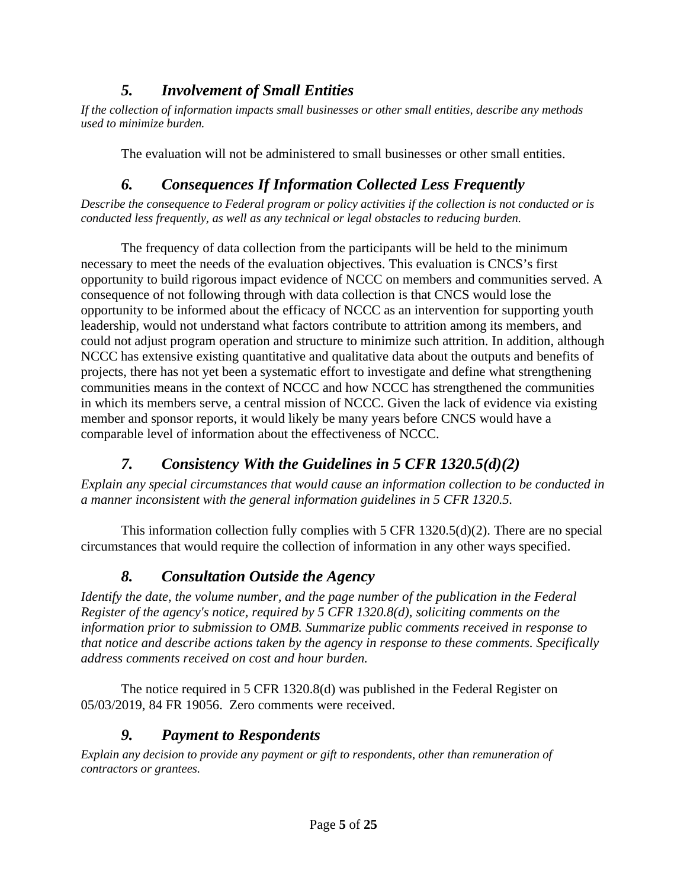### *5. Involvement of Small Entities*

*If the collection of information impacts small businesses or other small entities, describe any methods used to minimize burden.*

The evaluation will not be administered to small businesses or other small entities.

### *6. Consequences If Information Collected Less Frequently*

*Describe the consequence to Federal program or policy activities if the collection is not conducted or is conducted less frequently, as well as any technical or legal obstacles to reducing burden.*

The frequency of data collection from the participants will be held to the minimum necessary to meet the needs of the evaluation objectives. This evaluation is CNCS's first opportunity to build rigorous impact evidence of NCCC on members and communities served. A consequence of not following through with data collection is that CNCS would lose the opportunity to be informed about the efficacy of NCCC as an intervention for supporting youth leadership, would not understand what factors contribute to attrition among its members, and could not adjust program operation and structure to minimize such attrition. In addition, although NCCC has extensive existing quantitative and qualitative data about the outputs and benefits of projects, there has not yet been a systematic effort to investigate and define what strengthening communities means in the context of NCCC and how NCCC has strengthened the communities in which its members serve, a central mission of NCCC. Given the lack of evidence via existing member and sponsor reports, it would likely be many years before CNCS would have a comparable level of information about the effectiveness of NCCC.

### *7. Consistency With the Guidelines in 5 CFR 1320.5(d)(2)*

*Explain any special circumstances that would cause an information collection to be conducted in a manner inconsistent with the general information guidelines in 5 CFR 1320.5.*

This information collection fully complies with 5 CFR 1320.5(d)(2). There are no special circumstances that would require the collection of information in any other ways specified.

### *8. Consultation Outside the Agency*

*Identify the date, the volume number, and the page number of the publication in the Federal Register of the agency's notice, required by 5 CFR 1320.8(d), soliciting comments on the information prior to submission to OMB. Summarize public comments received in response to that notice and describe actions taken by the agency in response to these comments. Specifically address comments received on cost and hour burden.*

The notice required in 5 CFR 1320.8(d) was published in the Federal Register on 05/03/2019, 84 FR 19056. Zero comments were received.

### *9. Payment to Respondents*

*Explain any decision to provide any payment or gift to respondents, other than remuneration of contractors or grantees.*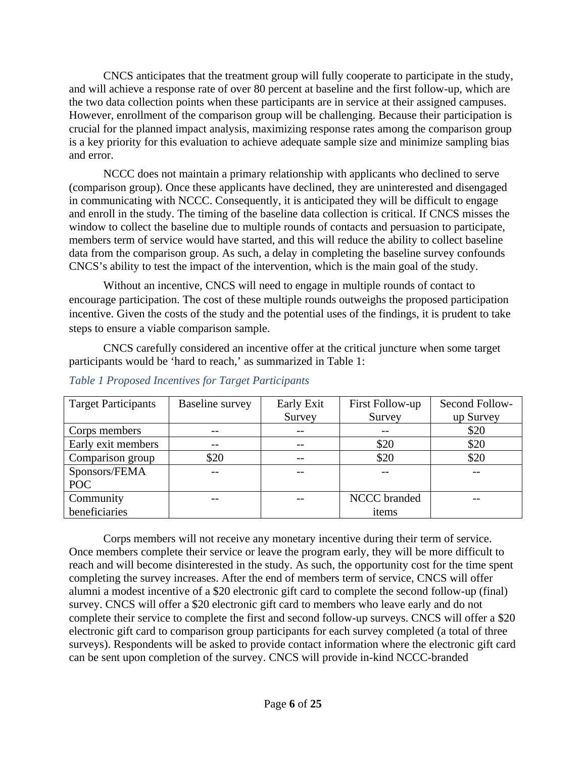CNCS anticipates that the treatment group will fully cooperate to participate in the study, and will achieve a response rate of over 80 percent at baseline and the first follow-up, which are the two data collection points when these participants are in service at their assigned campuses. However, enrollment of the comparison group will be challenging. Because their participation is crucial for the planned impact analysis, maximizing response rates among the comparison group is a key priority for this evaluation to achieve adequate sample size and minimize sampling bias and error.

NCCC does not maintain a primary relationship with applicants who declined to serve (comparison group). Once these applicants have declined, they are uninterested and disengaged in communicating with NCCC. Consequently, it is anticipated they will be difficult to engage and enroll in the study. The timing of the baseline data collection is critical. If CNCS misses the window to collect the baseline due to multiple rounds of contacts and persuasion to participate, members term of service would have started, and this will reduce the ability to collect baseline data from the comparison group. As such, a delay in completing the baseline survey confounds CNCS's ability to test the impact of the intervention, which is the main goal of the study.

Without an incentive, CNCS will need to engage in multiple rounds of contact to encourage participation. The cost of these multiple rounds outweighs the proposed participation incentive. Given the costs of the study and the potential uses of the findings, it is prudent to take steps to ensure a viable comparison sample.

CNCS carefully considered an incentive offer at the critical juncture when some target participants would be 'hard to reach,' as summarized in Table 1:

*Table 1 Proposed Incentives for Target Participants*

| Target Participants | Baseline survey | Early Exit Survey | First Follow-up Survey | Second Follow-up Survey |
|---|---|---|---|---|
| Corps members | -- | -- | -- | $20 |
| Early exit members | -- | -- | $20 | $20 |
| Comparison group | $20 | -- | $20 | $20 |
| Sponsors/FEMA POC | -- | -- | -- | -- |
| Community beneficiaries | -- | -- | NCCC branded items | -- |

Corps members will not receive any monetary incentive during their term of service. Once members complete their service or leave the program early, they will be more difficult to reach and will become disinterested in the study. As such, the opportunity cost for the time spent completing the survey increases. After the end of members term of service, CNCS will offer alumni a modest incentive of a $20 electronic gift card to complete the second follow-up (final) survey. CNCS will offer a $20 electronic gift card to members who leave early and do not complete their service to complete the first and second follow-up surveys. CNCS will offer a $20 electronic gift card to comparison group participants for each survey completed (a total of three surveys). Respondents will be asked to provide contact information where the electronic gift card can be sent upon completion of the survey. CNCS will provide in-kind NCCC-branded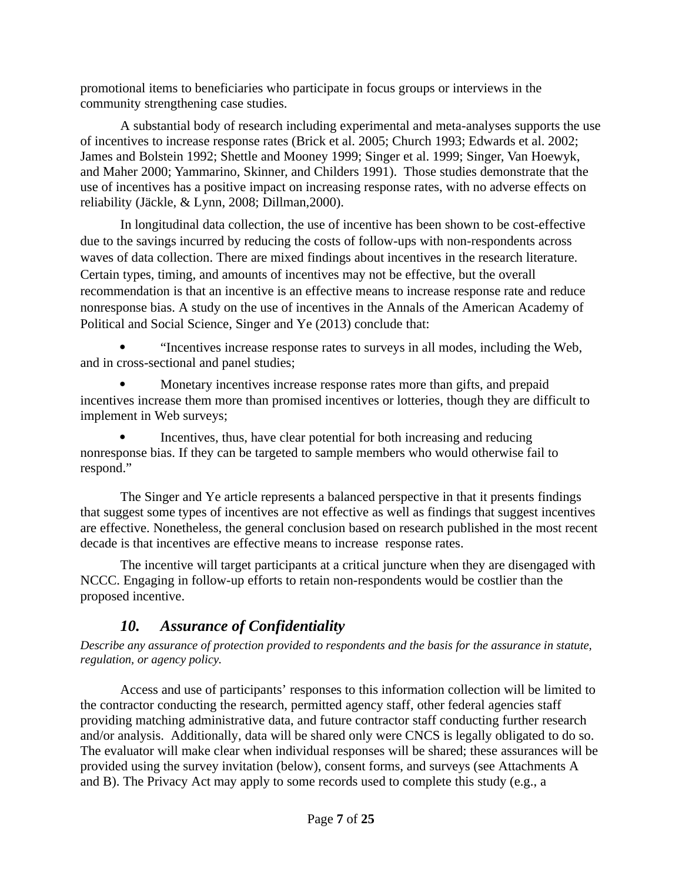promotional items to beneficiaries who participate in focus groups or interviews in the community strengthening case studies.

A substantial body of research including experimental and meta-analyses supports the use of incentives to increase response rates (Brick et al. 2005; Church 1993; Edwards et al. 2002; James and Bolstein 1992; Shettle and Mooney 1999; Singer et al. 1999; Singer, Van Hoewyk, and Maher 2000; Yammarino, Skinner, and Childers 1991). Those studies demonstrate that the use of incentives has a positive impact on increasing response rates, with no adverse effects on reliability (Jäckle, & Lynn, 2008; Dillman,2000).

In longitudinal data collection, the use of incentive has been shown to be cost-effective due to the savings incurred by reducing the costs of follow-ups with non-respondents across waves of data collection. There are mixed findings about incentives in the research literature. Certain types, timing, and amounts of incentives may not be effective, but the overall recommendation is that an incentive is an effective means to increase response rate and reduce nonresponse bias. A study on the use of incentives in the Annals of the American Academy of Political and Social Science, Singer and Ye (2013) conclude that:

- "Incentives increase response rates to surveys in all modes, including the Web, and in cross-sectional and panel studies;
- Monetary incentives increase response rates more than gifts, and prepaid incentives increase them more than promised incentives or lotteries, though they are difficult to implement in Web surveys;
- Incentives, thus, have clear potential for both increasing and reducing nonresponse bias. If they can be targeted to sample members who would otherwise fail to respond."

The Singer and Ye article represents a balanced perspective in that it presents findings that suggest some types of incentives are not effective as well as findings that suggest incentives are effective. Nonetheless, the general conclusion based on research published in the most recent decade is that incentives are effective means to increase response rates.

The incentive will target participants at a critical juncture when they are disengaged with NCCC. Engaging in follow-up efforts to retain non-respondents would be costlier than the proposed incentive.

## *10. Assurance of Confidentiality*

*Describe any assurance of protection provided to respondents and the basis for the assurance in statute, regulation, or agency policy.*

Access and use of participants' responses to this information collection will be limited to the contractor conducting the research, permitted agency staff, other federal agencies staff providing matching administrative data, and future contractor staff conducting further research and/or analysis. Additionally, data will be shared only were CNCS is legally obligated to do so. The evaluator will make clear when individual responses will be shared; these assurances will be provided using the survey invitation (below), consent forms, and surveys (see Attachments A and B). The Privacy Act may apply to some records used to complete this study (e.g., a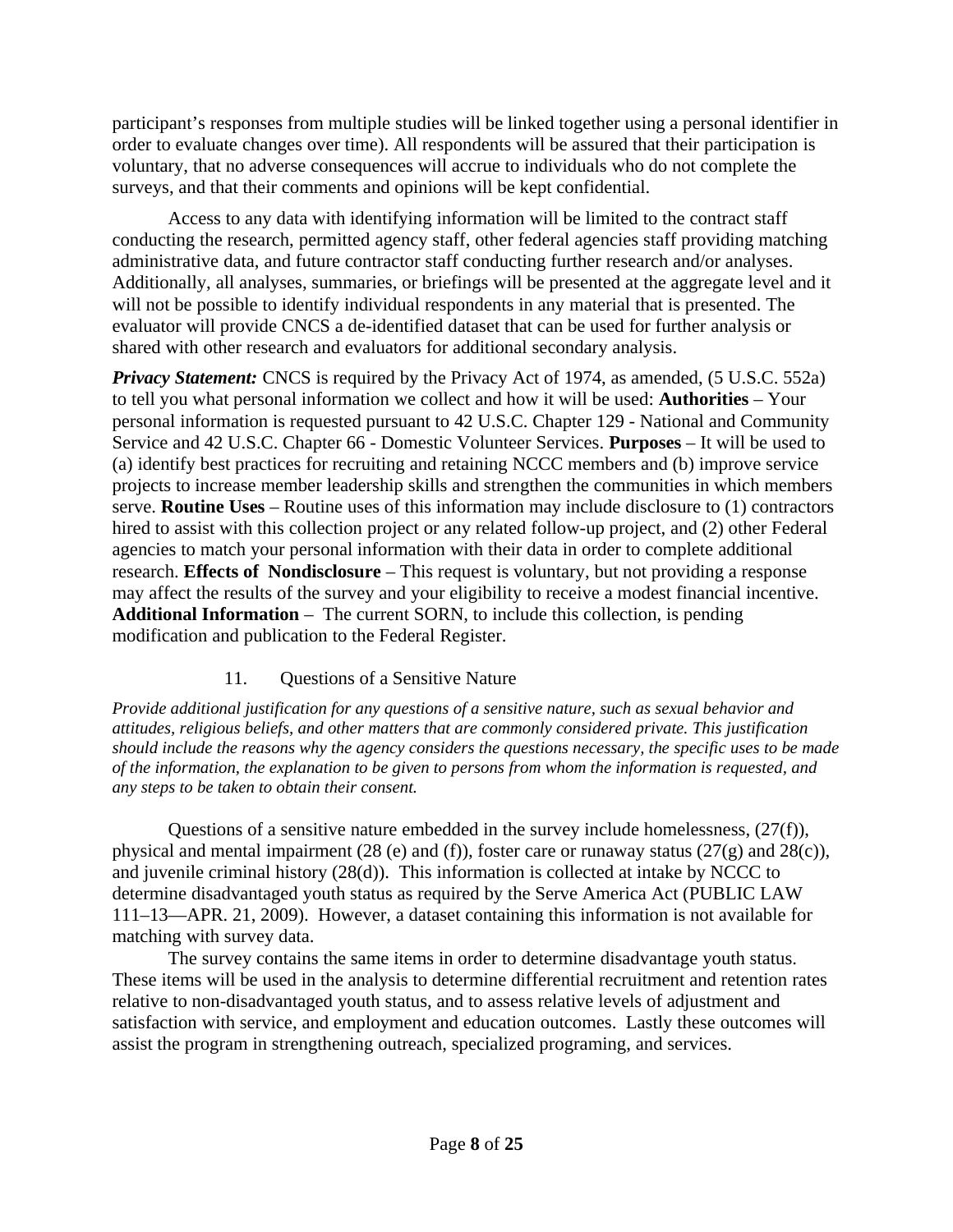participant's responses from multiple studies will be linked together using a personal identifier in order to evaluate changes over time). All respondents will be assured that their participation is voluntary, that no adverse consequences will accrue to individuals who do not complete the surveys, and that their comments and opinions will be kept confidential.

Access to any data with identifying information will be limited to the contract staff conducting the research, permitted agency staff, other federal agencies staff providing matching administrative data, and future contractor staff conducting further research and/or analyses. Additionally, all analyses, summaries, or briefings will be presented at the aggregate level and it will not be possible to identify individual respondents in any material that is presented. The evaluator will provide CNCS a de-identified dataset that can be used for further analysis or shared with other research and evaluators for additional secondary analysis.

***Privacy Statement:*** CNCS is required by the Privacy Act of 1974, as amended, (5 U.S.C. 552a) to tell you what personal information we collect and how it will be used: **Authorities** – Your personal information is requested pursuant to 42 U.S.C. Chapter 129 - National and Community Service and 42 U.S.C. Chapter 66 - Domestic Volunteer Services. **Purposes** – It will be used to (a) identify best practices for recruiting and retaining NCCC members and (b) improve service projects to increase member leadership skills and strengthen the communities in which members serve. **Routine Uses** – Routine uses of this information may include disclosure to (1) contractors hired to assist with this collection project or any related follow-up project, and (2) other Federal agencies to match your personal information with their data in order to complete additional research. **Effects of Nondisclosure** – This request is voluntary, but not providing a response may affect the results of the survey and your eligibility to receive a modest financial incentive. **Additional Information** – The current SORN, to include this collection, is pending modification and publication to the Federal Register.

## 11. Questions of a Sensitive Nature

*Provide additional justification for any questions of a sensitive nature, such as sexual behavior and attitudes, religious beliefs, and other matters that are commonly considered private. This justification should include the reasons why the agency considers the questions necessary, the specific uses to be made of the information, the explanation to be given to persons from whom the information is requested, and any steps to be taken to obtain their consent.*

Questions of a sensitive nature embedded in the survey include homelessness, (27(f)), physical and mental impairment (28 (e) and (f)), foster care or runaway status (27(g) and 28(c)), and juvenile criminal history (28(d)). This information is collected at intake by NCCC to determine disadvantaged youth status as required by the Serve America Act (PUBLIC LAW 111–13—APR. 21, 2009). However, a dataset containing this information is not available for matching with survey data.

The survey contains the same items in order to determine disadvantage youth status. These items will be used in the analysis to determine differential recruitment and retention rates relative to non-disadvantaged youth status, and to assess relative levels of adjustment and satisfaction with service, and employment and education outcomes. Lastly these outcomes will assist the program in strengthening outreach, specialized programing, and services.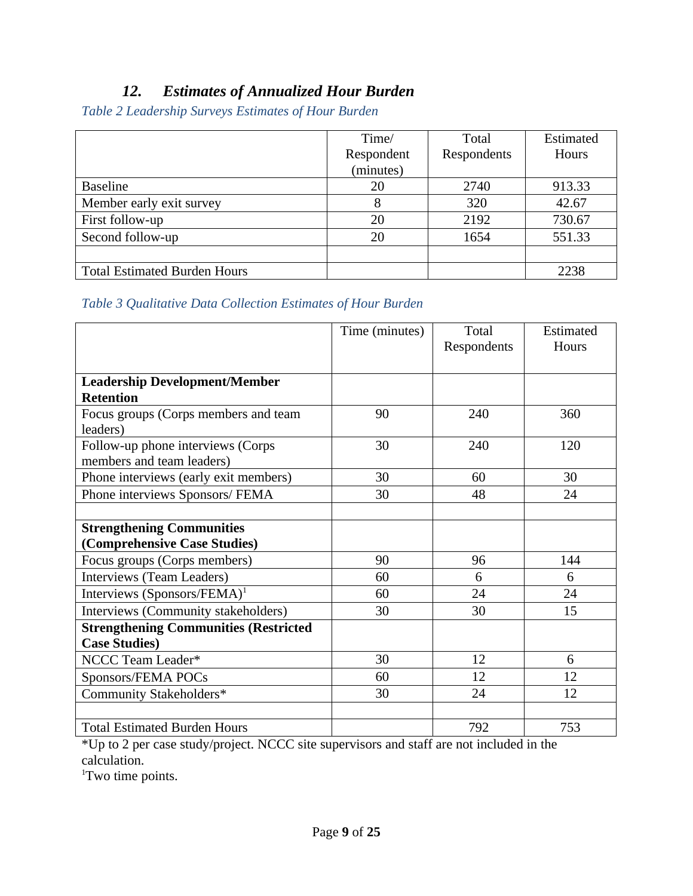## 12. *Estimates of Annualized Hour Burden*

*Table 2 Leadership Surveys Estimates of Hour Burden*

| | Time/ Respondent (minutes) | Total Respondents | Estimated Hours |
|---|---|---|---|
| Baseline | 20 | 2740 | 913.33 |
| Member early exit survey | 8 | 320 | 42.67 |
| First follow-up | 20 | 2192 | 730.67 |
| Second follow-up | 20 | 1654 | 551.33 |
| | | | |
| Total Estimated Burden Hours | | | 2238 |

*Table 3 Qualitative Data Collection Estimates of Hour Burden*

| | Time (minutes) | Total Respondents | Estimated Hours |
|---|---|---|---|
| **Leadership Development/Member Retention** | | | |
| Focus groups (Corps members and team leaders) | 90 | 240 | 360 |
| Follow-up phone interviews (Corps members and team leaders) | 30 | 240 | 120 |
| Phone interviews (early exit members) | 30 | 60 | 30 |
| Phone interviews Sponsors/ FEMA | 30 | 48 | 24 |
| | | | |
| **Strengthening Communities (Comprehensive Case Studies)** | | | |
| Focus groups (Corps members) | 90 | 96 | 144 |
| Interviews (Team Leaders) | 60 | 6 | 6 |
| Interviews (Sponsors/FEMA)[1] | 60 | 24 | 24 |
| Interviews (Community stakeholders) | 30 | 30 | 15 |
| **Strengthening Communities (Restricted Case Studies)** | | | |
| NCCC Team Leader* | 30 | 12 | 6 |
| Sponsors/FEMA POCs | 60 | 12 | 12 |
| Community Stakeholders* | 30 | 24 | 12 |
| | | | |
| Total Estimated Burden Hours | | 792 | 753 |

*Up to 2 per case study/project. NCCC site supervisors and staff are not included in the calculation.

[1]Two time points.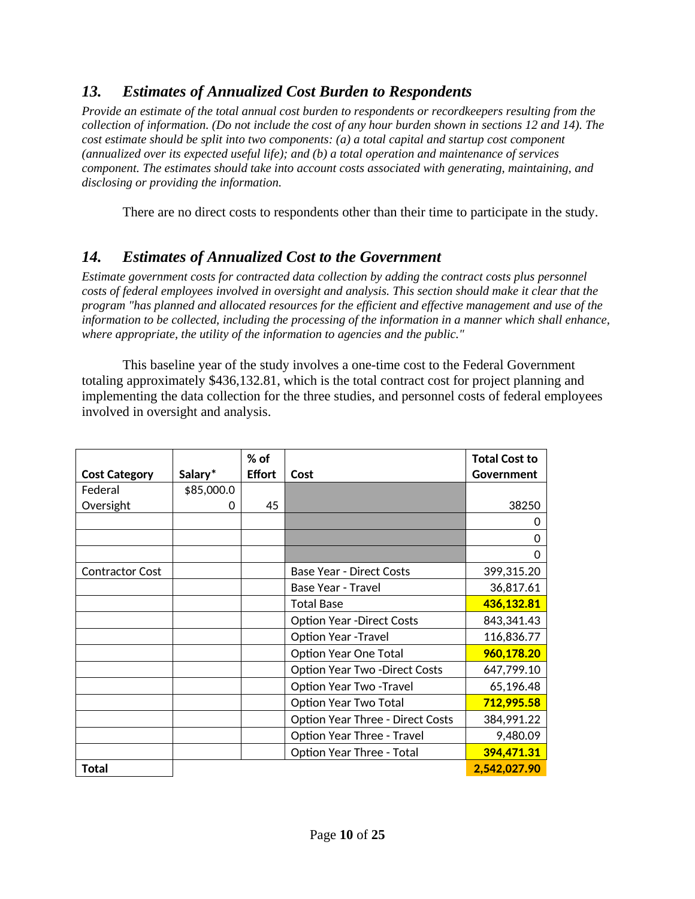## *13. Estimates of Annualized Cost Burden to Respondents*

*Provide an estimate of the total annual cost burden to respondents or recordkeepers resulting from the collection of information. (Do not include the cost of any hour burden shown in sections 12 and 14). The cost estimate should be split into two components: (a) a total capital and startup cost component (annualized over its expected useful life); and (b) a total operation and maintenance of services component. The estimates should take into account costs associated with generating, maintaining, and disclosing or providing the information.*

There are no direct costs to respondents other than their time to participate in the study.

## *14. Estimates of Annualized Cost to the Government*

*Estimate government costs for contracted data collection by adding the contract costs plus personnel costs of federal employees involved in oversight and analysis. This section should make it clear that the program "has planned and allocated resources for the efficient and effective management and use of the information to be collected, including the processing of the information in a manner which shall enhance, where appropriate, the utility of the information to agencies and the public."*

This baseline year of the study involves a one-time cost to the Federal Government totaling approximately $436,132.81, which is the total contract cost for project planning and implementing the data collection for the three studies, and personnel costs of federal employees involved in oversight and analysis.

| Cost Category | Salary* | % of Effort | Cost | Total Cost to Government |
|---|---|---|---|---|
| Federal Oversight | $85,000.00 | 45 | | 38250 |
| | | | | 0 |
| | | | | 0 |
| | | | | 0 |
| Contractor Cost | | | Base Year - Direct Costs | 399,315.20 |
| | | | Base Year - Travel | 36,817.61 |
| | | | Total Base | **436,132.81** |
| | | | Option Year -Direct Costs | 843,341.43 |
| | | | Option Year -Travel | 116,836.77 |
| | | | Option Year One Total | **960,178.20** |
| | | | Option Year Two -Direct Costs | 647,799.10 |
| | | | Option Year Two -Travel | 65,196.48 |
| | | | Option Year Two Total | **712,995.58** |
| | | | Option Year Three - Direct Costs | 384,991.22 |
| | | | Option Year Three - Travel | 9,480.09 |
| | | | Option Year Three - Total | **394,471.31** |
| **Total** | | | | **2,542,027.90** |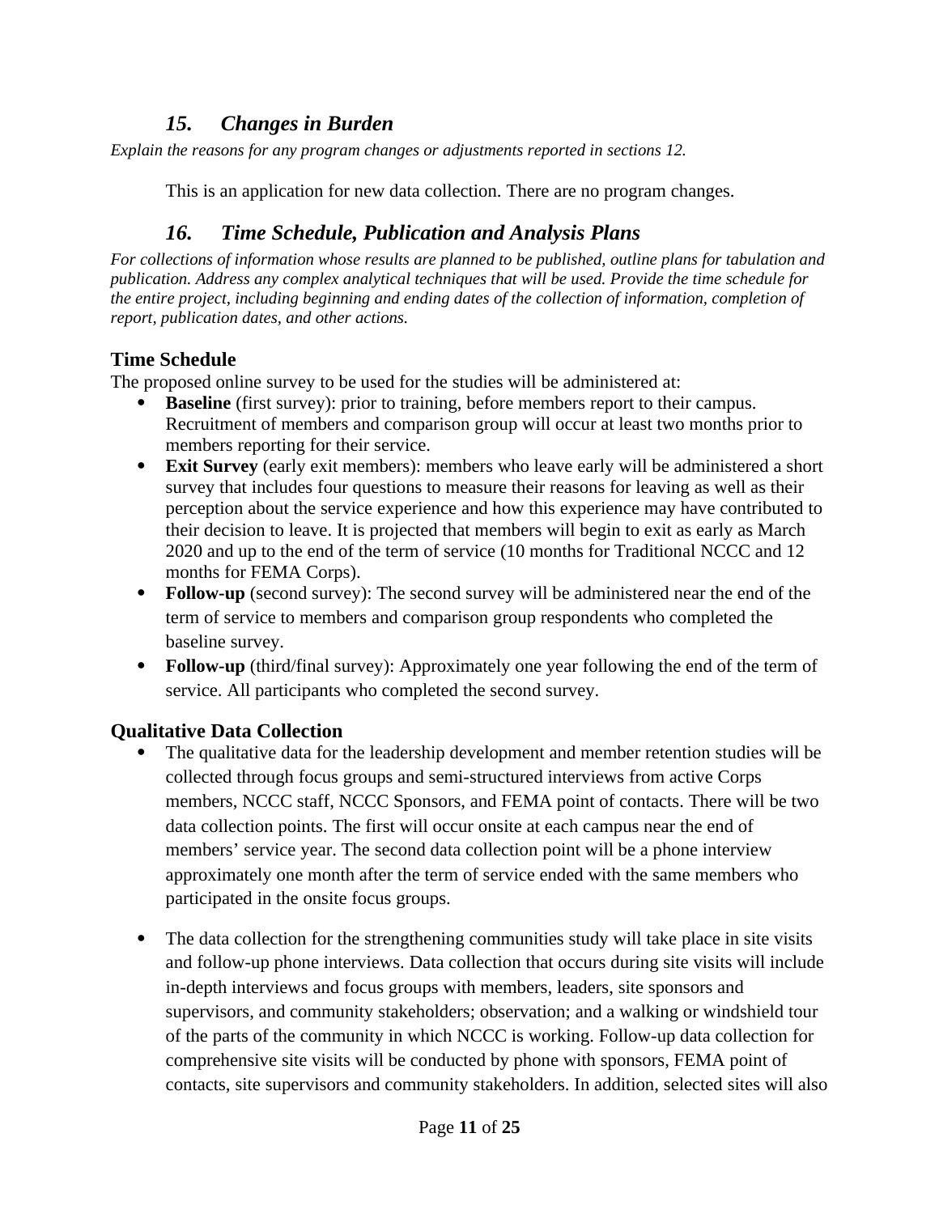### *15. Changes in Burden*

*Explain the reasons for any program changes or adjustments reported in sections 12.*

This is an application for new data collection. There are no program changes.

### *16. Time Schedule, Publication and Analysis Plans*

*For collections of information whose results are planned to be published, outline plans for tabulation and publication. Address any complex analytical techniques that will be used. Provide the time schedule for the entire project, including beginning and ending dates of the collection of information, completion of report, publication dates, and other actions.*

#### Time Schedule

The proposed online survey to be used for the studies will be administered at:

- **Baseline** (first survey): prior to training, before members report to their campus. Recruitment of members and comparison group will occur at least two months prior to members reporting for their service.
- **Exit Survey** (early exit members): members who leave early will be administered a short survey that includes four questions to measure their reasons for leaving as well as their perception about the service experience and how this experience may have contributed to their decision to leave. It is projected that members will begin to exit as early as March 2020 and up to the end of the term of service (10 months for Traditional NCCC and 12 months for FEMA Corps).
- **Follow-up** (second survey): The second survey will be administered near the end of the term of service to members and comparison group respondents who completed the baseline survey.
- **Follow-up** (third/final survey): Approximately one year following the end of the term of service. All participants who completed the second survey.

#### Qualitative Data Collection

- The qualitative data for the leadership development and member retention studies will be collected through focus groups and semi-structured interviews from active Corps members, NCCC staff, NCCC Sponsors, and FEMA point of contacts. There will be two data collection points. The first will occur onsite at each campus near the end of members' service year. The second data collection point will be a phone interview approximately one month after the term of service ended with the same members who participated in the onsite focus groups.

- The data collection for the strengthening communities study will take place in site visits and follow-up phone interviews. Data collection that occurs during site visits will include in-depth interviews and focus groups with members, leaders, site sponsors and supervisors, and community stakeholders; observation; and a walking or windshield tour of the parts of the community in which NCCC is working. Follow-up data collection for comprehensive site visits will be conducted by phone with sponsors, FEMA point of contacts, site supervisors and community stakeholders. In addition, selected sites will also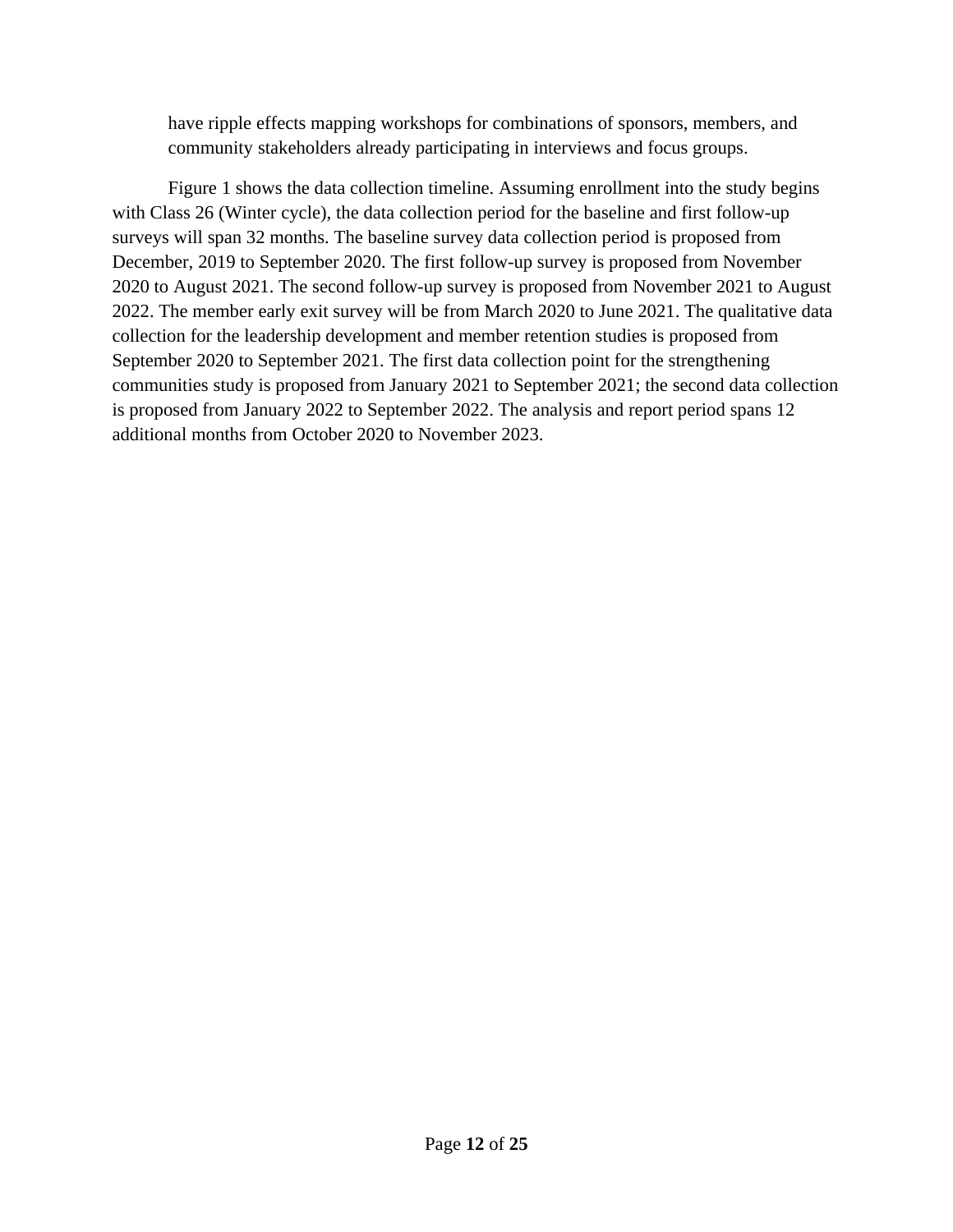have ripple effects mapping workshops for combinations of sponsors, members, and community stakeholders already participating in interviews and focus groups.

Figure 1 shows the data collection timeline. Assuming enrollment into the study begins with Class 26 (Winter cycle), the data collection period for the baseline and first follow-up surveys will span 32 months. The baseline survey data collection period is proposed from December, 2019 to September 2020. The first follow-up survey is proposed from November 2020 to August 2021. The second follow-up survey is proposed from November 2021 to August 2022. The member early exit survey will be from March 2020 to June 2021. The qualitative data collection for the leadership development and member retention studies is proposed from September 2020 to September 2021. The first data collection point for the strengthening communities study is proposed from January 2021 to September 2021; the second data collection is proposed from January 2022 to September 2022. The analysis and report period spans 12 additional months from October 2020 to November 2023.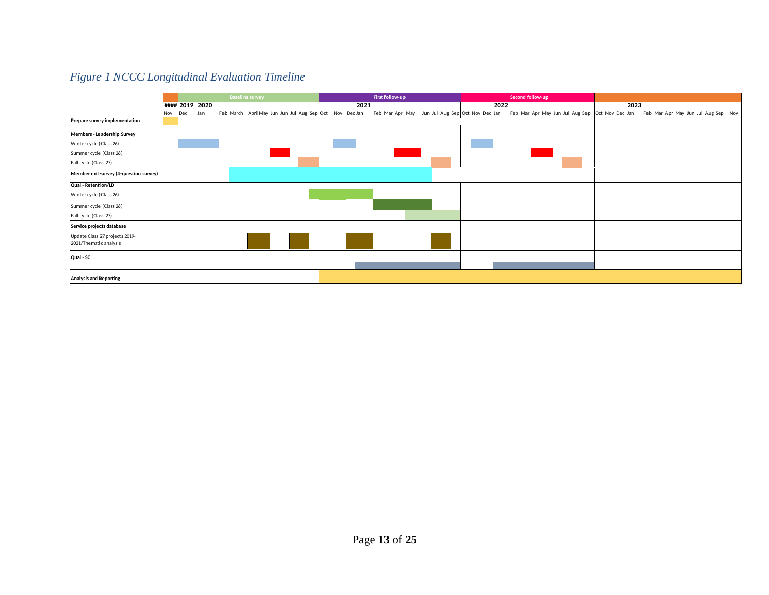*Figure 1 NCCC Longitudinal Evaluation Timeline*

| | | Baseline survey | First follow-up | Second follow-up | |
|---|---|---|---|---|---|
| | #### 2019 | 2020 | 2021 | 2022 | 2023 |
| | Nov | Dec Jan Feb March April May Jun Jun Jul Aug Sep | Oct Nov Dec Jan Feb Mar Apr May Jun Jul Aug Sep | Oct Nov Dec Jan Feb Mar Apr May Jun Jul Aug Sep | Oct Nov Dec Jan Feb Mar Apr May Jun Jul Aug Sep Nov |
| **Prepare survey implementation** | | | | | |
| **Members - Leadership Survey** | | | | | |
| Winter cycle (Class 26) | | | | | |
| Summer cycle (Class 26) | | | | | |
| Fall cycle (Class 27) | | | | | |
| **Member exit survey (4-question survey)** | | | | | |
| **Qual - Retention/LD** | | | | | |
| Winter cycle (Class 26) | | | | | |
| Summer cycle (Class 26) | | | | | |
| Fall cycle (Class 27) | | | | | |
| **Service projects database** | | | | | |
| Update Class 27 projects 2019-2021/Thematic analysis | | | | | |
| **Qual - SC** | | | | | |
| **Analysis and Reporting** | | | | | |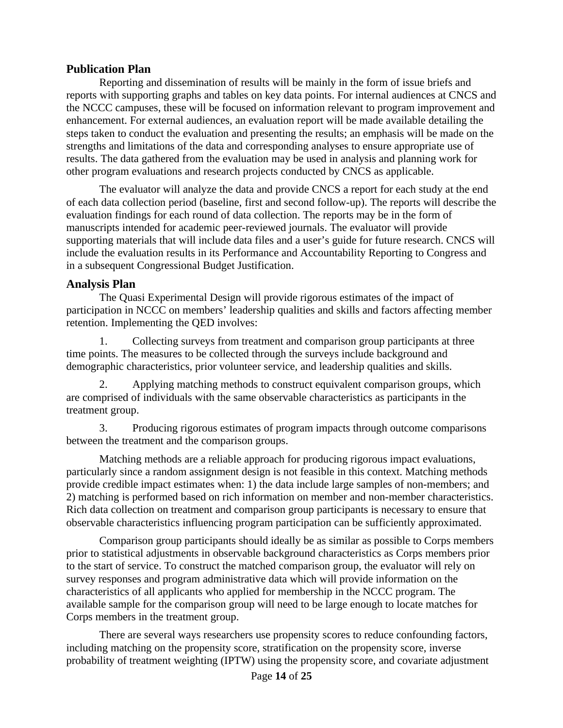## Publication Plan

Reporting and dissemination of results will be mainly in the form of issue briefs and reports with supporting graphs and tables on key data points. For internal audiences at CNCS and the NCCC campuses, these will be focused on information relevant to program improvement and enhancement. For external audiences, an evaluation report will be made available detailing the steps taken to conduct the evaluation and presenting the results; an emphasis will be made on the strengths and limitations of the data and corresponding analyses to ensure appropriate use of results. The data gathered from the evaluation may be used in analysis and planning work for other program evaluations and research projects conducted by CNCS as applicable.

The evaluator will analyze the data and provide CNCS a report for each study at the end of each data collection period (baseline, first and second follow-up). The reports will describe the evaluation findings for each round of data collection. The reports may be in the form of manuscripts intended for academic peer-reviewed journals. The evaluator will provide supporting materials that will include data files and a user's guide for future research. CNCS will include the evaluation results in its Performance and Accountability Reporting to Congress and in a subsequent Congressional Budget Justification.

## Analysis Plan

The Quasi Experimental Design will provide rigorous estimates of the impact of participation in NCCC on members' leadership qualities and skills and factors affecting member retention. Implementing the QED involves:

1. Collecting surveys from treatment and comparison group participants at three time points. The measures to be collected through the surveys include background and demographic characteristics, prior volunteer service, and leadership qualities and skills.

2. Applying matching methods to construct equivalent comparison groups, which are comprised of individuals with the same observable characteristics as participants in the treatment group.

3. Producing rigorous estimates of program impacts through outcome comparisons between the treatment and the comparison groups.

Matching methods are a reliable approach for producing rigorous impact evaluations, particularly since a random assignment design is not feasible in this context. Matching methods provide credible impact estimates when: 1) the data include large samples of non-members; and 2) matching is performed based on rich information on member and non-member characteristics. Rich data collection on treatment and comparison group participants is necessary to ensure that observable characteristics influencing program participation can be sufficiently approximated.

Comparison group participants should ideally be as similar as possible to Corps members prior to statistical adjustments in observable background characteristics as Corps members prior to the start of service. To construct the matched comparison group, the evaluator will rely on survey responses and program administrative data which will provide information on the characteristics of all applicants who applied for membership in the NCCC program. The available sample for the comparison group will need to be large enough to locate matches for Corps members in the treatment group.

There are several ways researchers use propensity scores to reduce confounding factors, including matching on the propensity score, stratification on the propensity score, inverse probability of treatment weighting (IPTW) using the propensity score, and covariate adjustment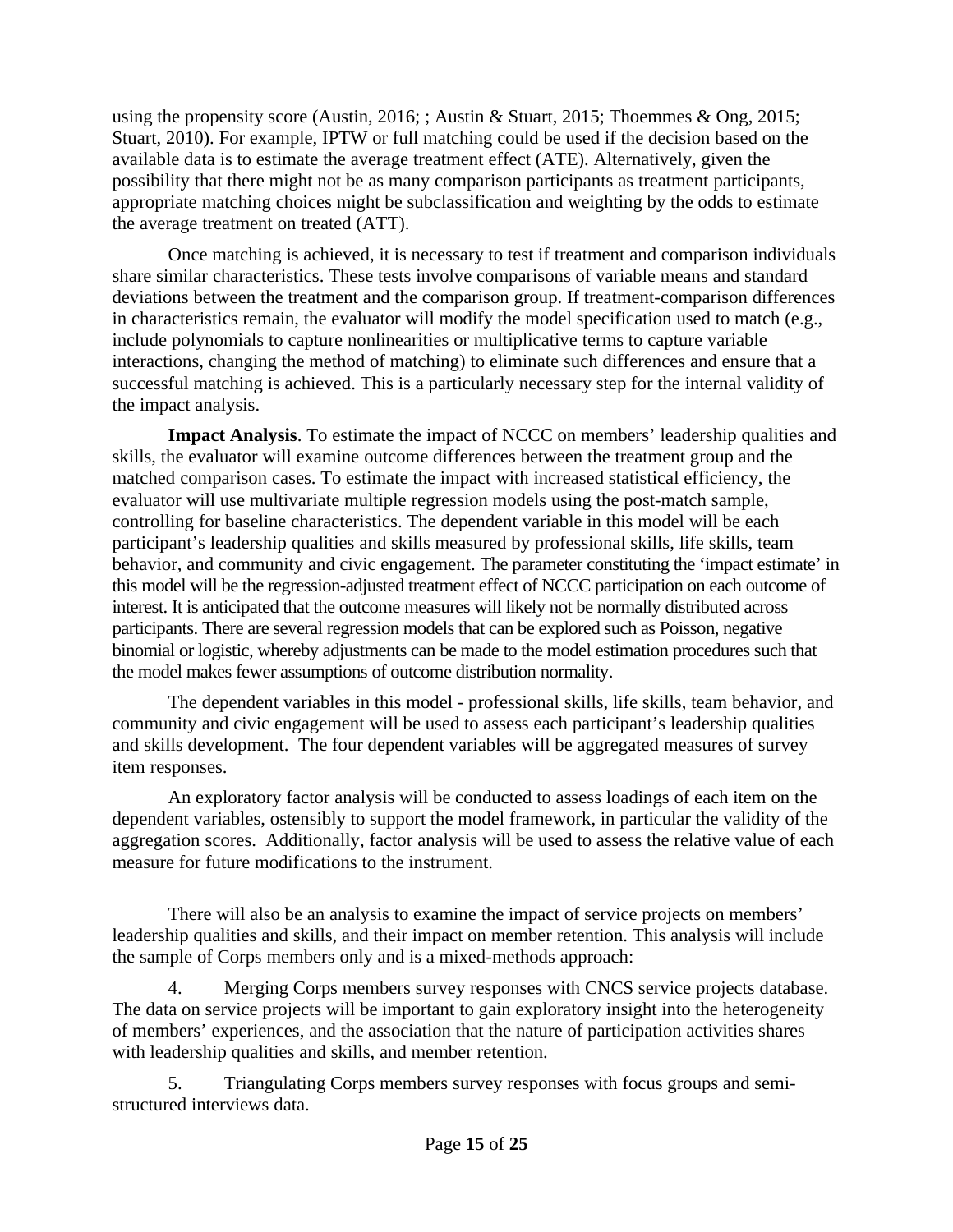using the propensity score (Austin, 2016; ; Austin & Stuart, 2015; Thoemmes & Ong, 2015; Stuart, 2010). For example, IPTW or full matching could be used if the decision based on the available data is to estimate the average treatment effect (ATE). Alternatively, given the possibility that there might not be as many comparison participants as treatment participants, appropriate matching choices might be subclassification and weighting by the odds to estimate the average treatment on treated (ATT).

Once matching is achieved, it is necessary to test if treatment and comparison individuals share similar characteristics. These tests involve comparisons of variable means and standard deviations between the treatment and the comparison group. If treatment-comparison differences in characteristics remain, the evaluator will modify the model specification used to match (e.g., include polynomials to capture nonlinearities or multiplicative terms to capture variable interactions, changing the method of matching) to eliminate such differences and ensure that a successful matching is achieved. This is a particularly necessary step for the internal validity of the impact analysis.

**Impact Analysis**. To estimate the impact of NCCC on members' leadership qualities and skills, the evaluator will examine outcome differences between the treatment group and the matched comparison cases. To estimate the impact with increased statistical efficiency, the evaluator will use multivariate multiple regression models using the post-match sample, controlling for baseline characteristics. The dependent variable in this model will be each participant's leadership qualities and skills measured by professional skills, life skills, team behavior, and community and civic engagement. The parameter constituting the 'impact estimate' in this model will be the regression-adjusted treatment effect of NCCC participation on each outcome of interest. It is anticipated that the outcome measures will likely not be normally distributed across participants. There are several regression models that can be explored such as Poisson, negative binomial or logistic, whereby adjustments can be made to the model estimation procedures such that the model makes fewer assumptions of outcome distribution normality.

The dependent variables in this model - professional skills, life skills, team behavior, and community and civic engagement will be used to assess each participant's leadership qualities and skills development. The four dependent variables will be aggregated measures of survey item responses.

An exploratory factor analysis will be conducted to assess loadings of each item on the dependent variables, ostensibly to support the model framework, in particular the validity of the aggregation scores. Additionally, factor analysis will be used to assess the relative value of each measure for future modifications to the instrument.

There will also be an analysis to examine the impact of service projects on members' leadership qualities and skills, and their impact on member retention. This analysis will include the sample of Corps members only and is a mixed-methods approach:

4. Merging Corps members survey responses with CNCS service projects database. The data on service projects will be important to gain exploratory insight into the heterogeneity of members' experiences, and the association that the nature of participation activities shares with leadership qualities and skills, and member retention.

5. Triangulating Corps members survey responses with focus groups and semi-structured interviews data.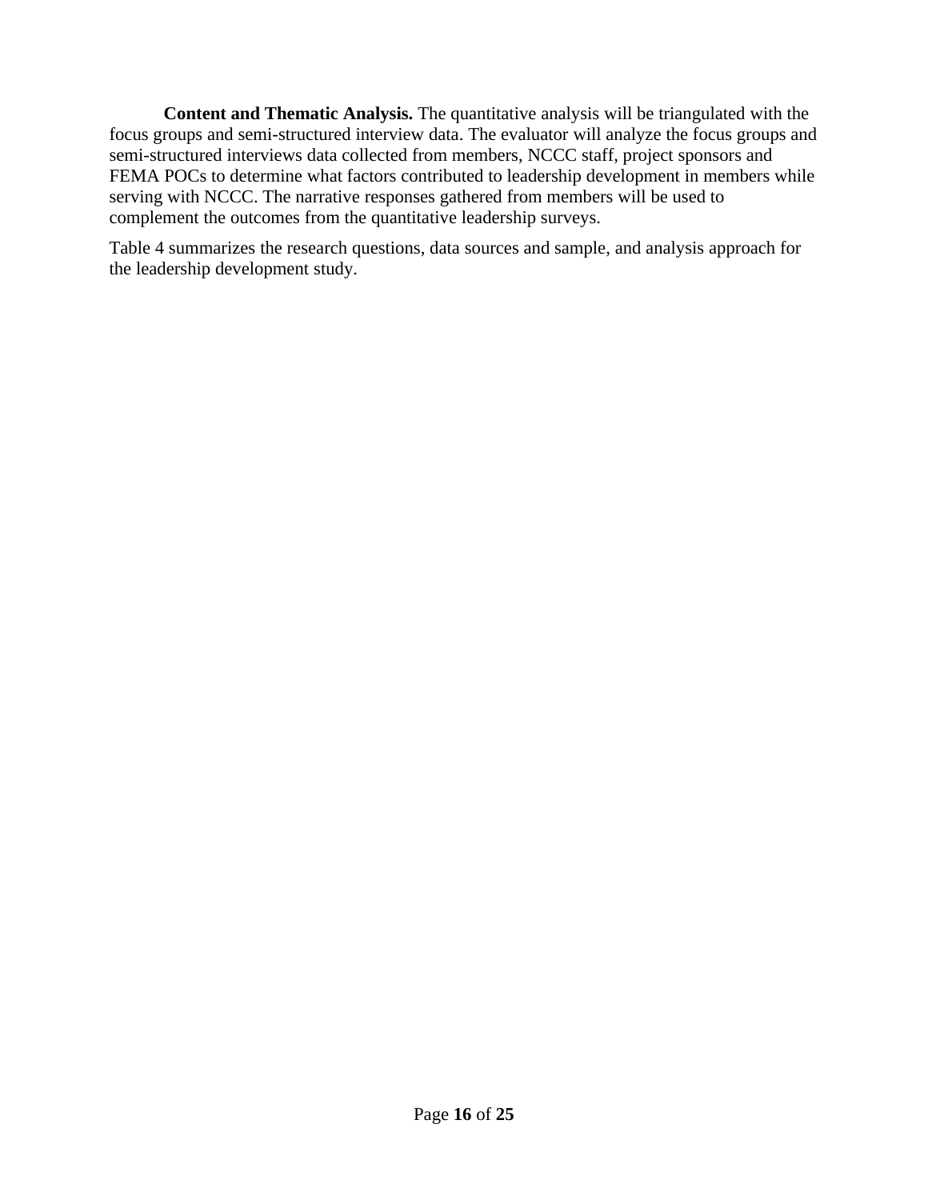**Content and Thematic Analysis.** The quantitative analysis will be triangulated with the focus groups and semi-structured interview data. The evaluator will analyze the focus groups and semi-structured interviews data collected from members, NCCC staff, project sponsors and FEMA POCs to determine what factors contributed to leadership development in members while serving with NCCC. The narrative responses gathered from members will be used to complement the outcomes from the quantitative leadership surveys.

Table 4 summarizes the research questions, data sources and sample, and analysis approach for the leadership development study.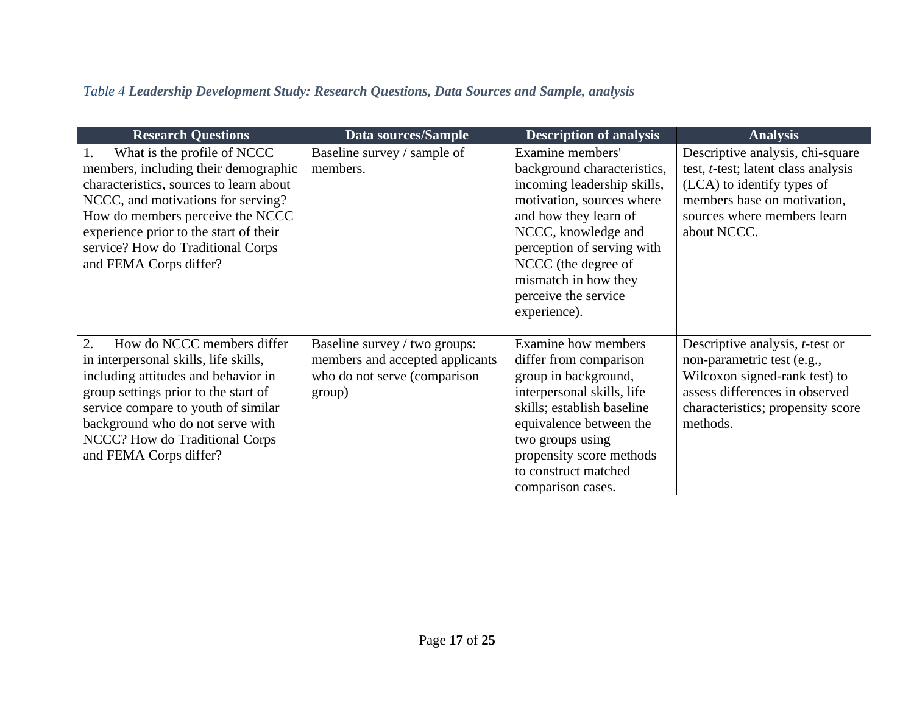*Table 4* ***Leadership Development Study: Research Questions, Data Sources and Sample, analysis***

| Research Questions | Data sources/Sample | Description of analysis | Analysis |
|---|---|---|---|
| 1. What is the profile of NCCC members, including their demographic characteristics, sources to learn about NCCC, and motivations for serving? How do members perceive the NCCC experience prior to the start of their service? How do Traditional Corps and FEMA Corps differ? | Baseline survey / sample of members. | Examine members' background characteristics, incoming leadership skills, motivation, sources where and how they learn of NCCC, knowledge and perception of serving with NCCC (the degree of mismatch in how they perceive the service experience). | Descriptive analysis, chi-square test, *t*-test; latent class analysis (LCA) to identify types of members base on motivation, sources where members learn about NCCC. |
| 2. How do NCCC members differ in interpersonal skills, life skills, including attitudes and behavior in group settings prior to the start of service compare to youth of similar background who do not serve with NCCC? How do Traditional Corps and FEMA Corps differ? | Baseline survey / two groups: members and accepted applicants who do not serve (comparison group) | Examine how members differ from comparison group in background, interpersonal skills, life skills; establish baseline equivalence between the two groups using propensity score methods to construct matched comparison cases. | Descriptive analysis, *t*-test or non-parametric test (e.g., Wilcoxon signed-rank test) to assess differences in observed characteristics; propensity score methods. |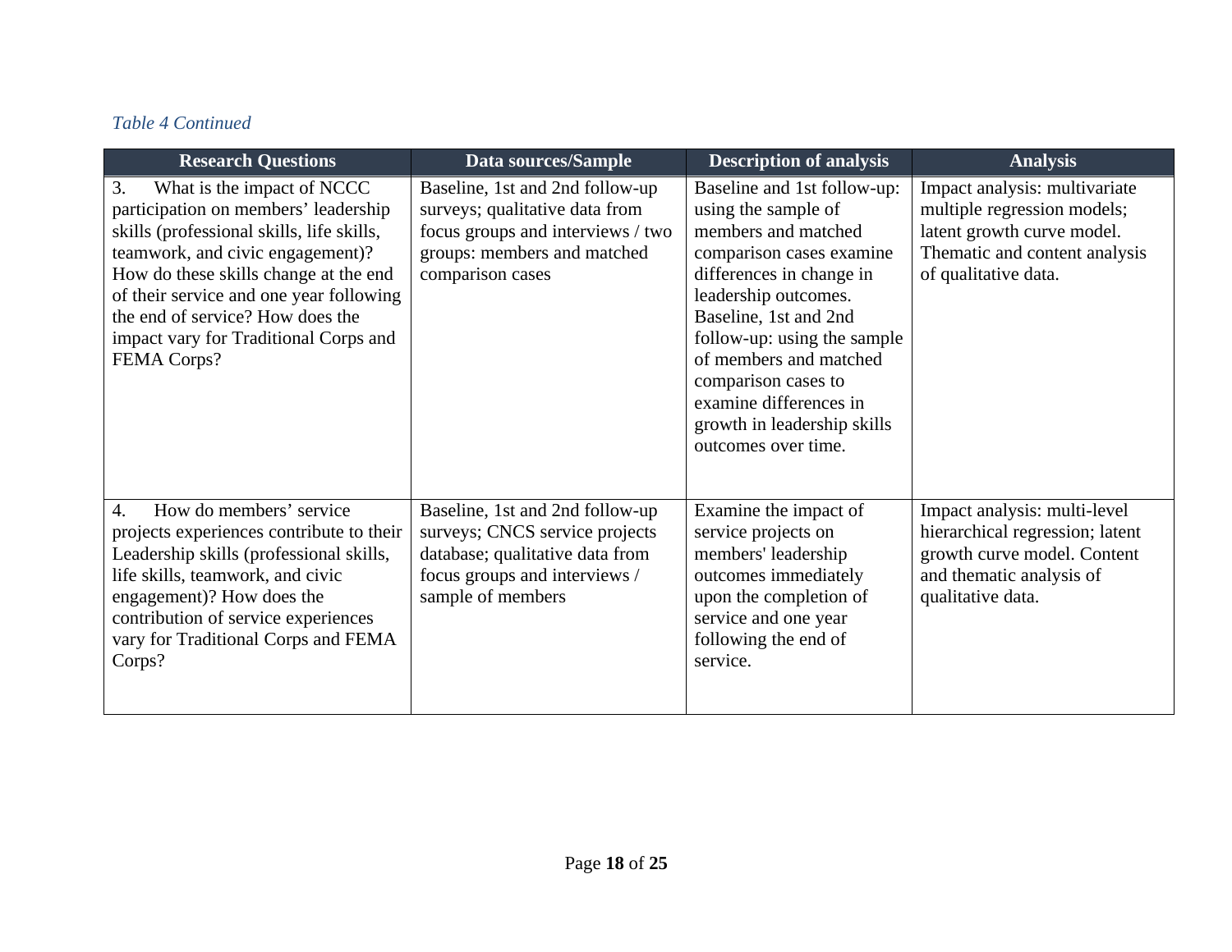*Table 4 Continued*

| Research Questions | Data sources/Sample | Description of analysis | Analysis |
|---|---|---|---|
| 3. What is the impact of NCCC participation on members' leadership skills (professional skills, life skills, teamwork, and civic engagement)? How do these skills change at the end of their service and one year following the end of service? How does the impact vary for Traditional Corps and FEMA Corps? | Baseline, 1st and 2nd follow-up surveys; qualitative data from focus groups and interviews / two groups: members and matched comparison cases | Baseline and 1st follow-up: using the sample of members and matched comparison cases examine differences in change in leadership outcomes. Baseline, 1st and 2nd follow-up: using the sample of members and matched comparison cases to examine differences in growth in leadership skills outcomes over time. | Impact analysis: multivariate multiple regression models; latent growth curve model. Thematic and content analysis of qualitative data. |
| 4. How do members' service projects experiences contribute to their Leadership skills (professional skills, life skills, teamwork, and civic engagement)? How does the contribution of service experiences vary for Traditional Corps and FEMA Corps? | Baseline, 1st and 2nd follow-up surveys; CNCS service projects database; qualitative data from focus groups and interviews / sample of members | Examine the impact of service projects on members' leadership outcomes immediately upon the completion of service and one year following the end of service. | Impact analysis: multi-level hierarchical regression; latent growth curve model. Content and thematic analysis of qualitative data. |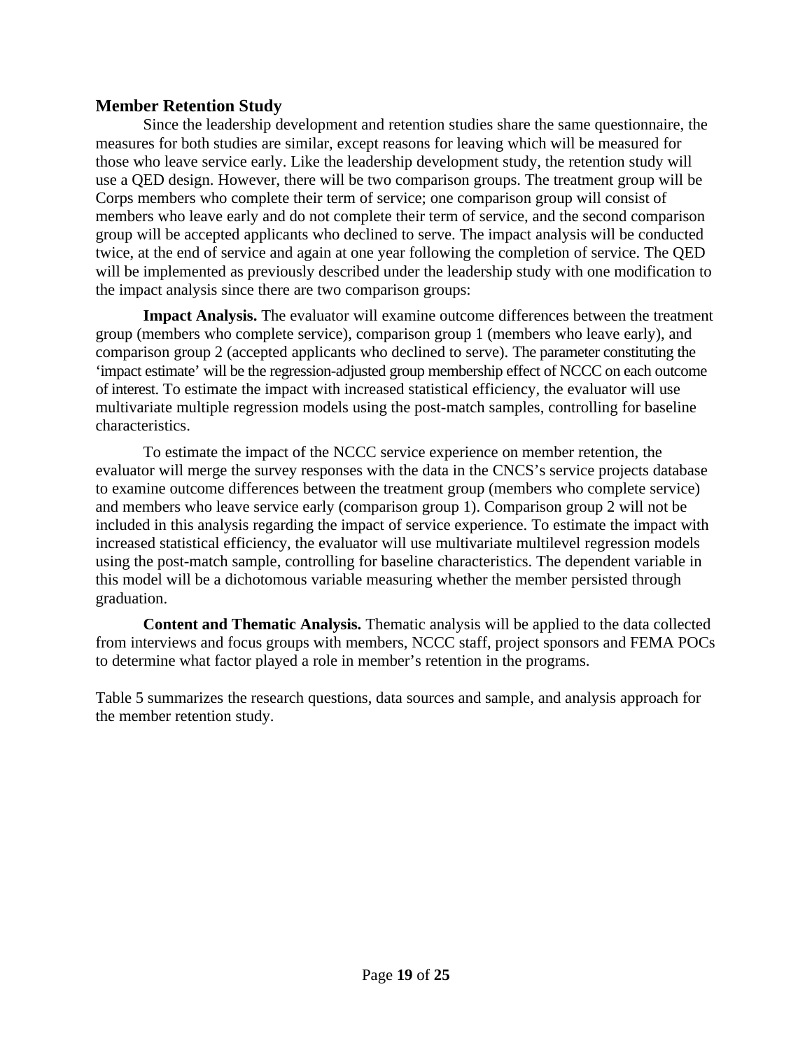## Member Retention Study

Since the leadership development and retention studies share the same questionnaire, the measures for both studies are similar, except reasons for leaving which will be measured for those who leave service early. Like the leadership development study, the retention study will use a QED design. However, there will be two comparison groups. The treatment group will be Corps members who complete their term of service; one comparison group will consist of members who leave early and do not complete their term of service, and the second comparison group will be accepted applicants who declined to serve. The impact analysis will be conducted twice, at the end of service and again at one year following the completion of service. The QED will be implemented as previously described under the leadership study with one modification to the impact analysis since there are two comparison groups:

**Impact Analysis.** The evaluator will examine outcome differences between the treatment group (members who complete service), comparison group 1 (members who leave early), and comparison group 2 (accepted applicants who declined to serve). The parameter constituting the 'impact estimate' will be the regression-adjusted group membership effect of NCCC on each outcome of interest. To estimate the impact with increased statistical efficiency, the evaluator will use multivariate multiple regression models using the post-match samples, controlling for baseline characteristics.

To estimate the impact of the NCCC service experience on member retention, the evaluator will merge the survey responses with the data in the CNCS's service projects database to examine outcome differences between the treatment group (members who complete service) and members who leave service early (comparison group 1). Comparison group 2 will not be included in this analysis regarding the impact of service experience. To estimate the impact with increased statistical efficiency, the evaluator will use multivariate multilevel regression models using the post-match sample, controlling for baseline characteristics. The dependent variable in this model will be a dichotomous variable measuring whether the member persisted through graduation.

**Content and Thematic Analysis.** Thematic analysis will be applied to the data collected from interviews and focus groups with members, NCCC staff, project sponsors and FEMA POCs to determine what factor played a role in member's retention in the programs.

Table 5 summarizes the research questions, data sources and sample, and analysis approach for the member retention study.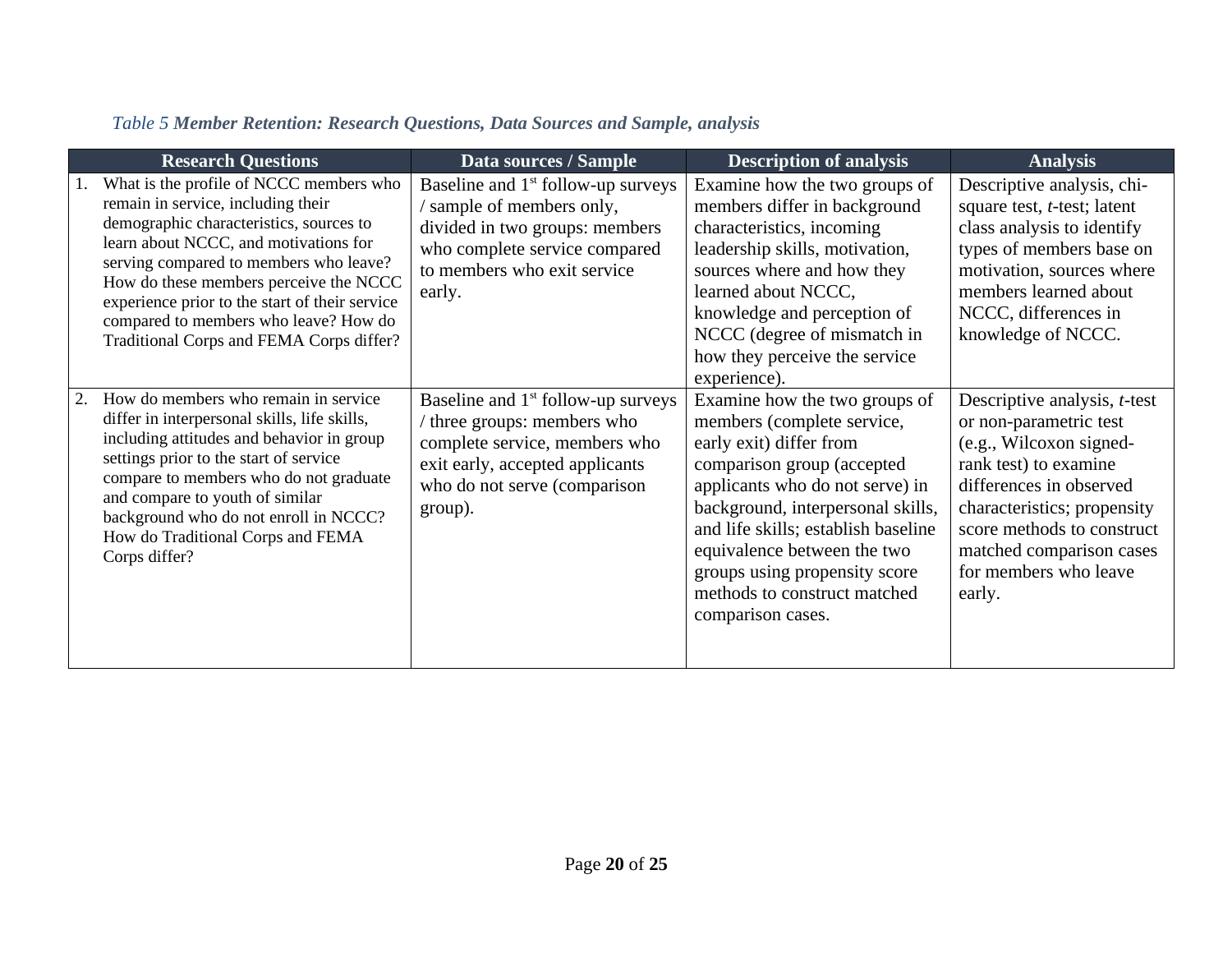*Table 5* ***Member Retention: Research Questions, Data Sources and Sample, analysis***

| Research Questions | Data sources / Sample | Description of analysis | Analysis |
|---|---|---|---|
| 1. What is the profile of NCCC members who remain in service, including their demographic characteristics, sources to learn about NCCC, and motivations for serving compared to members who leave? How do these members perceive the NCCC experience prior to the start of their service compared to members who leave? How do Traditional Corps and FEMA Corps differ? | Baseline and 1st follow-up surveys / sample of members only, divided in two groups: members who complete service compared to members who exit service early. | Examine how the two groups of members differ in background characteristics, incoming leadership skills, motivation, sources where and how they learned about NCCC, knowledge and perception of NCCC (degree of mismatch in how they perceive the service experience). | Descriptive analysis, chi-square test, *t*-test; latent class analysis to identify types of members base on motivation, sources where members learned about NCCC, differences in knowledge of NCCC. |
| 2. How do members who remain in service differ in interpersonal skills, life skills, including attitudes and behavior in group settings prior to the start of service compare to members who do not graduate and compare to youth of similar background who do not enroll in NCCC? How do Traditional Corps and FEMA Corps differ? | Baseline and 1st follow-up surveys / three groups: members who complete service, members who exit early, accepted applicants who do not serve (comparison group). | Examine how the two groups of members (complete service, early exit) differ from comparison group (accepted applicants who do not serve) in background, interpersonal skills, and life skills; establish baseline equivalence between the two groups using propensity score methods to construct matched comparison cases. | Descriptive analysis, *t*-test or non-parametric test (e.g., Wilcoxon signed-rank test) to examine differences in observed characteristics; propensity score methods to construct matched comparison cases for members who leave early. |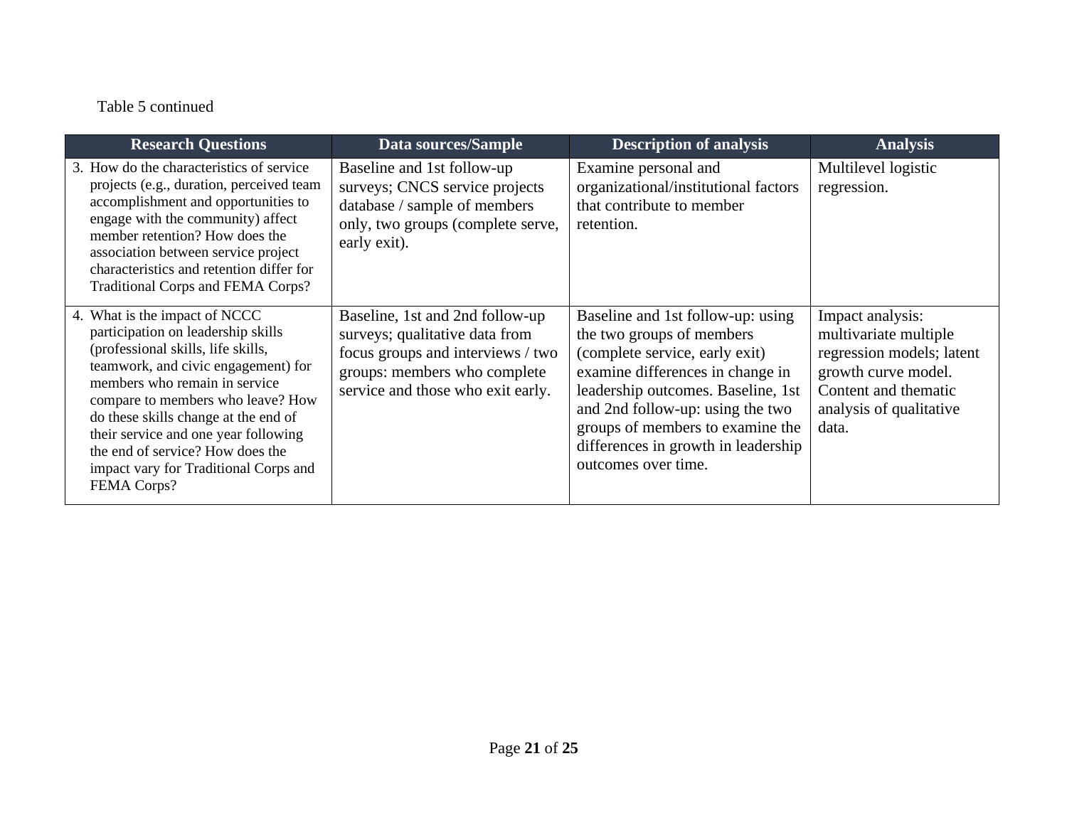Table 5 continued

| Research Questions | Data sources/Sample | Description of analysis | Analysis |
|---|---|---|---|
| 3. How do the characteristics of service projects (e.g., duration, perceived team accomplishment and opportunities to engage with the community) affect member retention? How does the association between service project characteristics and retention differ for Traditional Corps and FEMA Corps? | Baseline and 1st follow-up surveys; CNCS service projects database / sample of members only, two groups (complete serve, early exit). | Examine personal and organizational/institutional factors that contribute to member retention. | Multilevel logistic regression. |
| 4. What is the impact of NCCC participation on leadership skills (professional skills, life skills, teamwork, and civic engagement) for members who remain in service compare to members who leave? How do these skills change at the end of their service and one year following the end of service? How does the impact vary for Traditional Corps and FEMA Corps? | Baseline, 1st and 2nd follow-up surveys; qualitative data from focus groups and interviews / two groups: members who complete service and those who exit early. | Baseline and 1st follow-up: using the two groups of members (complete service, early exit) examine differences in change in leadership outcomes. Baseline, 1st and 2nd follow-up: using the two groups of members to examine the differences in growth in leadership outcomes over time. | Impact analysis: multivariate multiple regression models; latent growth curve model. Content and thematic analysis of qualitative data. |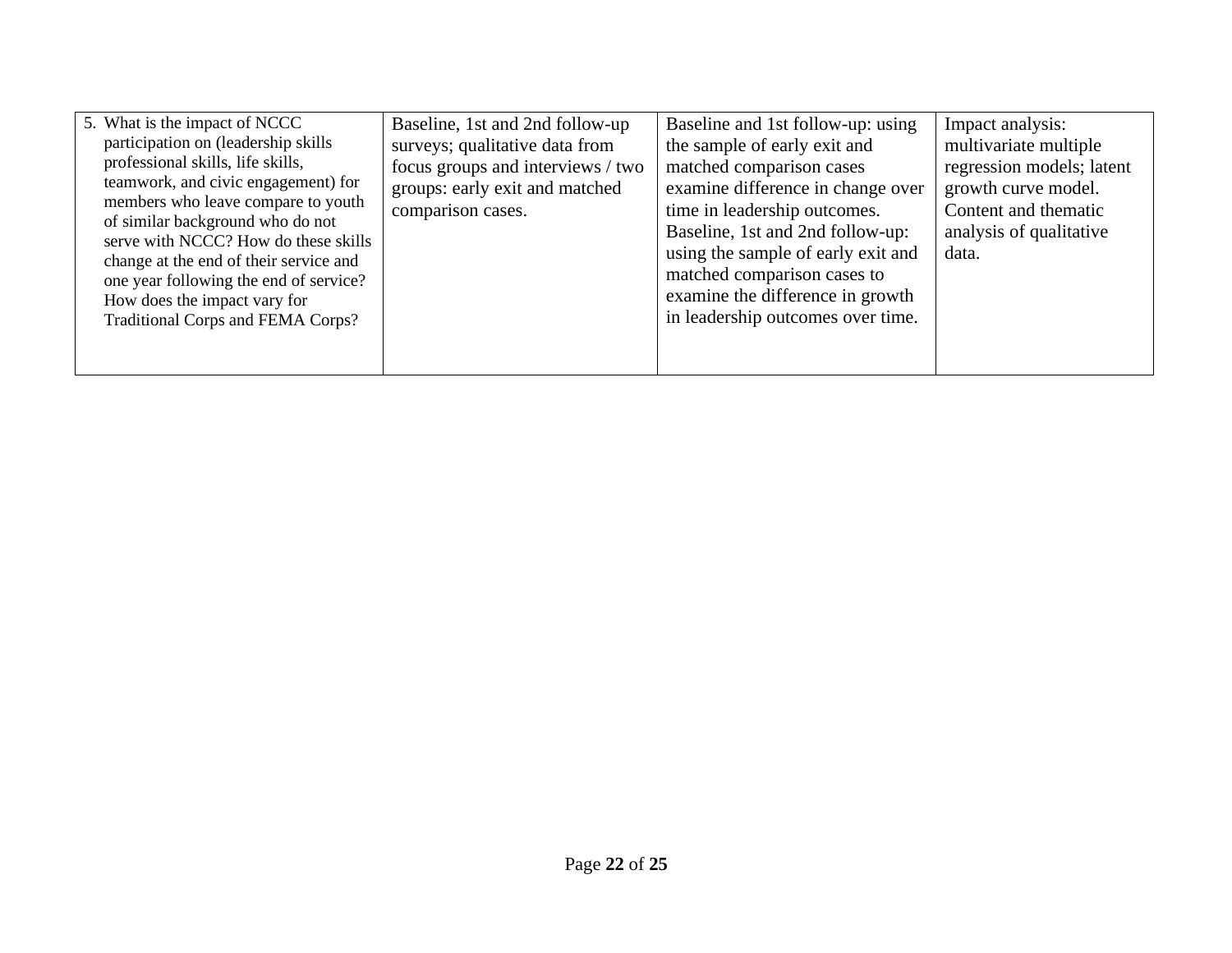| 5. What is the impact of NCCC participation on (leadership skills professional skills, life skills, teamwork, and civic engagement) for members who leave compare to youth of similar background who do not serve with NCCC? How do these skills change at the end of their service and one year following the end of service? How does the impact vary for Traditional Corps and FEMA Corps? | Baseline, 1st and 2nd follow-up surveys; qualitative data from focus groups and interviews / two groups: early exit and matched comparison cases. | Baseline and 1st follow-up: using the sample of early exit and matched comparison cases examine difference in change over time in leadership outcomes. Baseline, 1st and 2nd follow-up: using the sample of early exit and matched comparison cases to examine the difference in growth in leadership outcomes over time. | Impact analysis: multivariate multiple regression models; latent growth curve model. Content and thematic analysis of qualitative data. |
|---|---|---|---|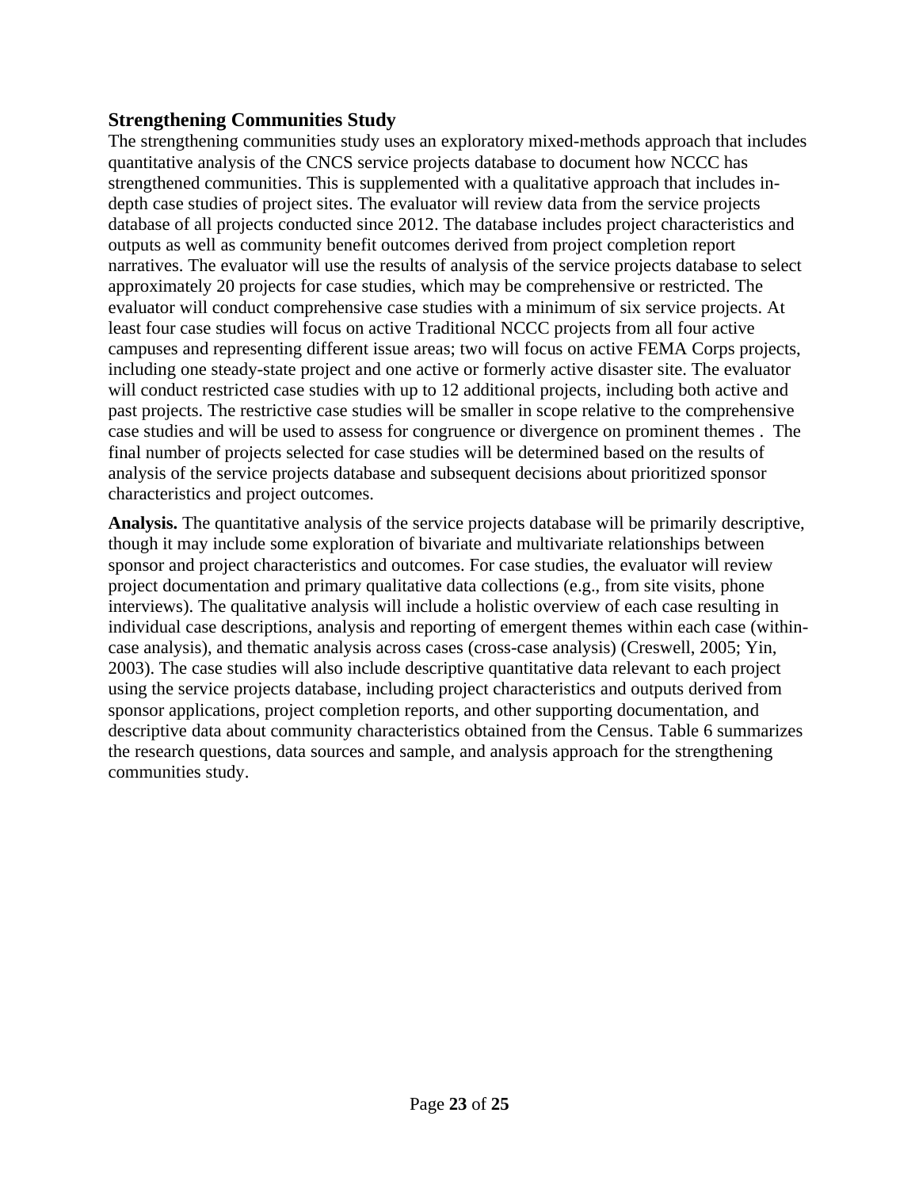### Strengthening Communities Study

The strengthening communities study uses an exploratory mixed-methods approach that includes quantitative analysis of the CNCS service projects database to document how NCCC has strengthened communities. This is supplemented with a qualitative approach that includes in-depth case studies of project sites. The evaluator will review data from the service projects database of all projects conducted since 2012. The database includes project characteristics and outputs as well as community benefit outcomes derived from project completion report narratives. The evaluator will use the results of analysis of the service projects database to select approximately 20 projects for case studies, which may be comprehensive or restricted. The evaluator will conduct comprehensive case studies with a minimum of six service projects. At least four case studies will focus on active Traditional NCCC projects from all four active campuses and representing different issue areas; two will focus on active FEMA Corps projects, including one steady-state project and one active or formerly active disaster site. The evaluator will conduct restricted case studies with up to 12 additional projects, including both active and past projects. The restrictive case studies will be smaller in scope relative to the comprehensive case studies and will be used to assess for congruence or divergence on prominent themes . The final number of projects selected for case studies will be determined based on the results of analysis of the service projects database and subsequent decisions about prioritized sponsor characteristics and project outcomes.

**Analysis.** The quantitative analysis of the service projects database will be primarily descriptive, though it may include some exploration of bivariate and multivariate relationships between sponsor and project characteristics and outcomes. For case studies, the evaluator will review project documentation and primary qualitative data collections (e.g., from site visits, phone interviews). The qualitative analysis will include a holistic overview of each case resulting in individual case descriptions, analysis and reporting of emergent themes within each case (within-case analysis), and thematic analysis across cases (cross-case analysis) (Creswell, 2005; Yin, 2003). The case studies will also include descriptive quantitative data relevant to each project using the service projects database, including project characteristics and outputs derived from sponsor applications, project completion reports, and other supporting documentation, and descriptive data about community characteristics obtained from the Census. Table 6 summarizes the research questions, data sources and sample, and analysis approach for the strengthening communities study.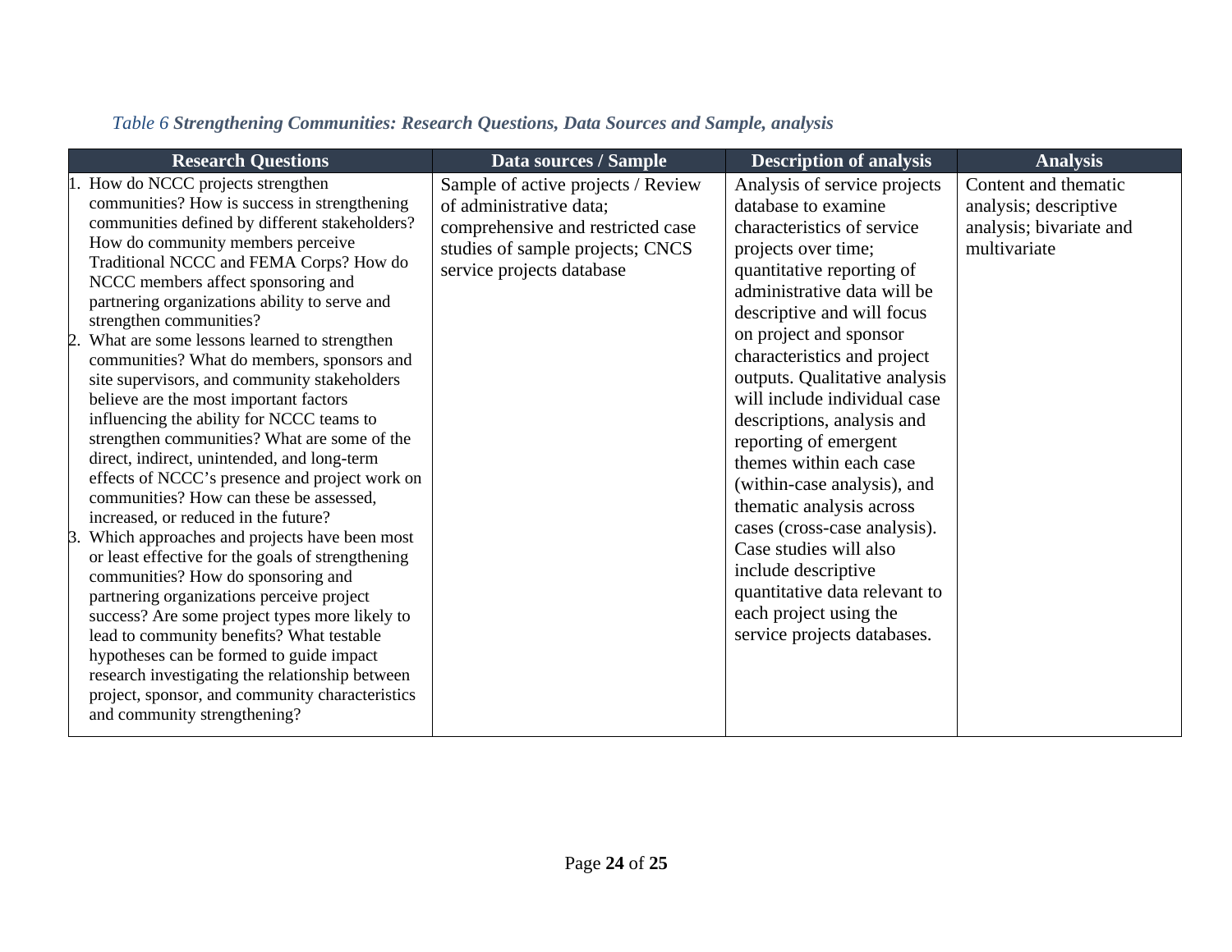*Table 6* ***Strengthening Communities: Research Questions, Data Sources and Sample, analysis***

| Research Questions | Data sources / Sample | Description of analysis | Analysis |
|---|---|---|---|
| 1. How do NCCC projects strengthen communities? How is success in strengthening communities defined by different stakeholders? How do community members perceive Traditional NCCC and FEMA Corps? How do NCCC members affect sponsoring and partnering organizations ability to serve and strengthen communities?<br>2. What are some lessons learned to strengthen communities? What do members, sponsors and site supervisors, and community stakeholders believe are the most important factors influencing the ability for NCCC teams to strengthen communities? What are some of the direct, indirect, unintended, and long-term effects of NCCC's presence and project work on communities? How can these be assessed, increased, or reduced in the future?<br>3. Which approaches and projects have been most or least effective for the goals of strengthening communities? How do sponsoring and partnering organizations perceive project success? Are some project types more likely to lead to community benefits? What testable hypotheses can be formed to guide impact research investigating the relationship between project, sponsor, and community characteristics and community strengthening? | Sample of active projects / Review of administrative data; comprehensive and restricted case studies of sample projects; CNCS service projects database | Analysis of service projects database to examine characteristics of service projects over time; quantitative reporting of administrative data will be descriptive and will focus on project and sponsor characteristics and project outputs. Qualitative analysis will include individual case descriptions, analysis and reporting of emergent themes within each case (within-case analysis), and thematic analysis across cases (cross-case analysis). Case studies will also include descriptive quantitative data relevant to each project using the service projects databases. | Content and thematic analysis; descriptive analysis; bivariate and multivariate |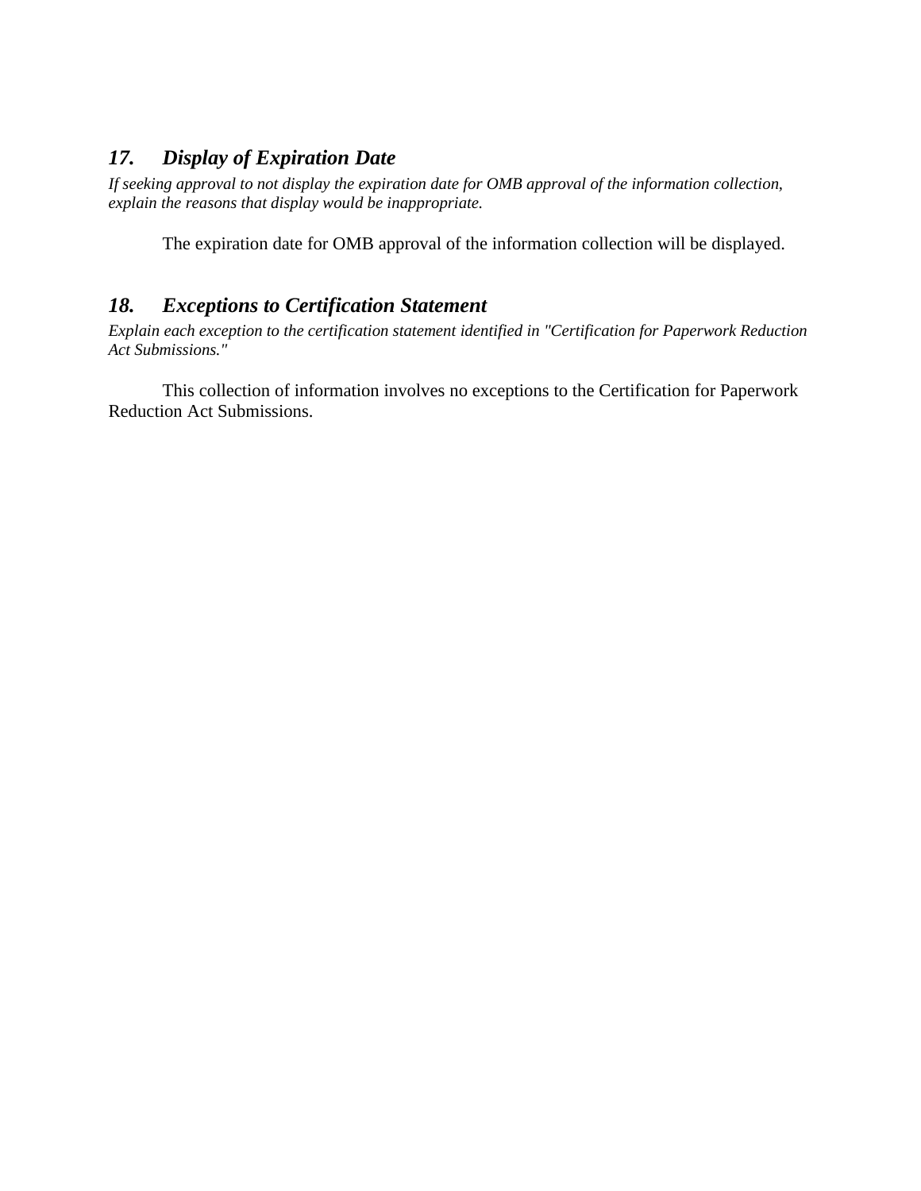### *17. Display of Expiration Date*

*If seeking approval to not display the expiration date for OMB approval of the information collection, explain the reasons that display would be inappropriate.*

The expiration date for OMB approval of the information collection will be displayed.

### *18. Exceptions to Certification Statement*

*Explain each exception to the certification statement identified in "Certification for Paperwork Reduction Act Submissions."*

This collection of information involves no exceptions to the Certification for Paperwork Reduction Act Submissions.